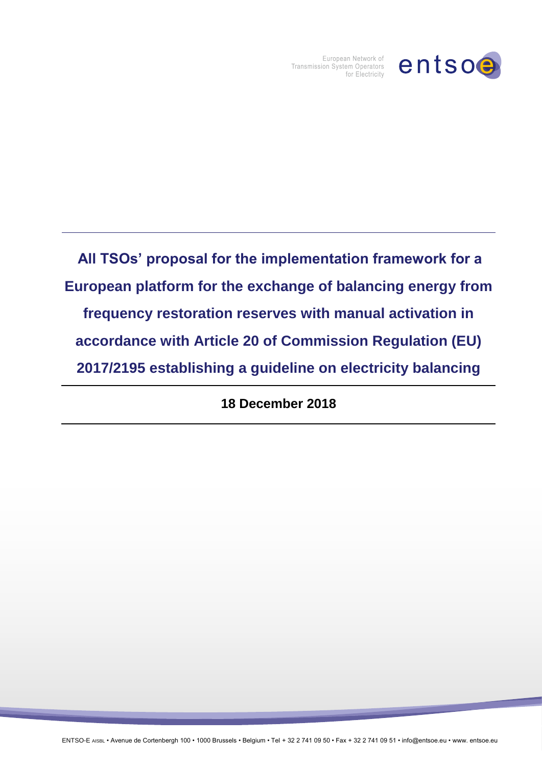European Network of Transmission System Operators for Electricity

entsoe

# All TSOs' proposal for the implementation framework for a European platform for the exchange of balancing energy from frequency restoration reserves with manual activation in accordance with Article 20 of Commission Regulation (EU) 2017/2195 establishing a guideline on electricity balancing

**18 December 2018**

ENTSO-E AISBL • Avenue de Cortenbergh 100 • 1000 Brussels • Belgium • Tel + 32 2 741 09 50 • Fax + 32 2 741 09 51 • info@entsoe.eu • www. entsoe.eu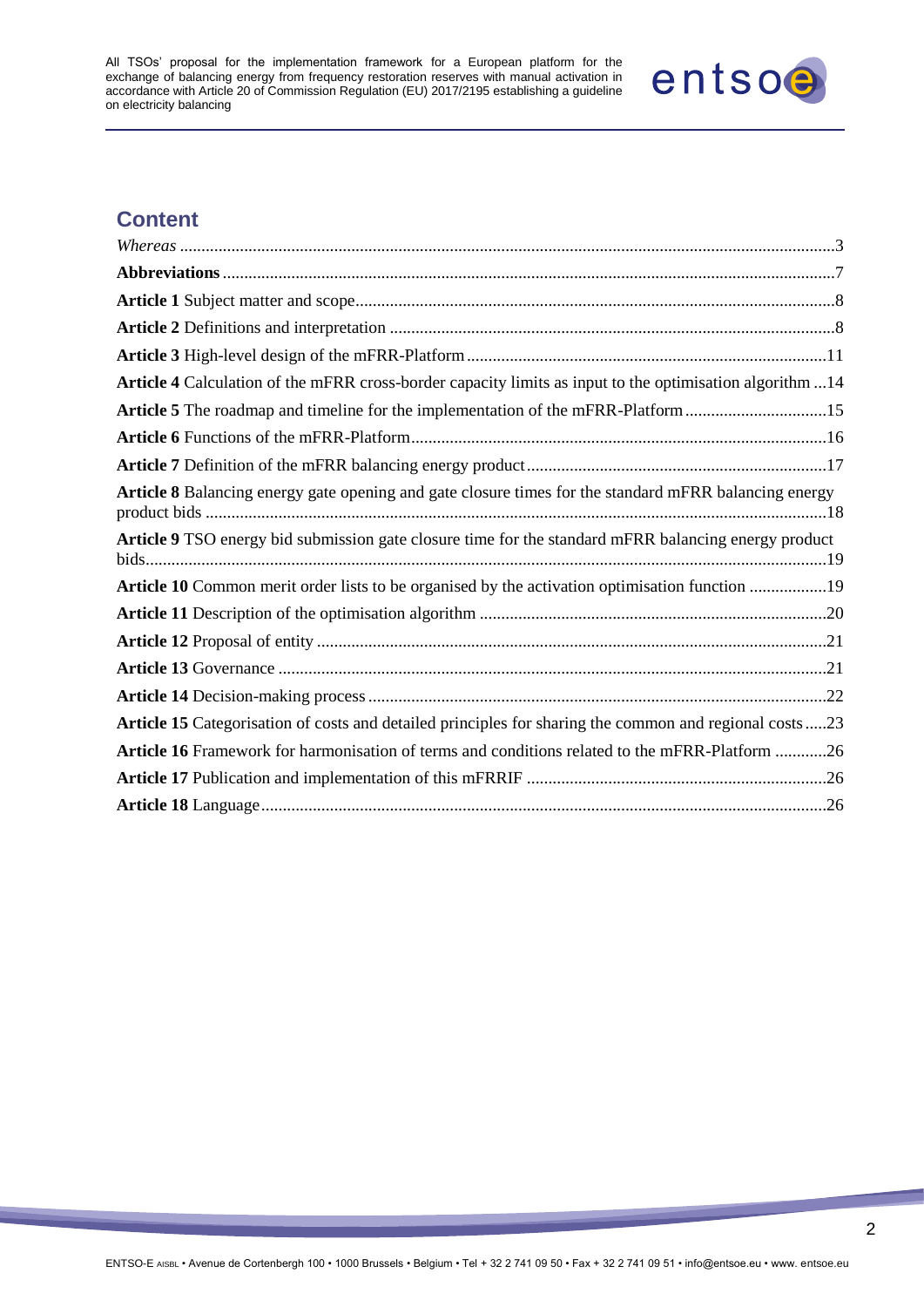## Content

*Whereas* ........................................................................................................................................3

**Abbreviations** ..............................................................................................................................7

**Article 1** Subject matter and scope...............................................................................................8

**Article 2** Definitions and interpretation .......................................................................................8

**Article 3** High-level design of the mFRR-Platform....................................................................11

**Article 4** Calculation of the mFRR cross-border capacity limits as input to the optimisation algorithm ...14

**Article 5** The roadmap and timeline for the implementation of the mFRR-Platform.................................15

**Article 6** Functions of the mFRR-Platform.................................................................................16

**Article 7** Definition of the mFRR balancing energy product......................................................17

**Article 8** Balancing energy gate opening and gate closure times for the standard mFRR balancing energy product bids ...............................................................................................................................18

**Article 9** TSO energy bid submission gate closure time for the standard mFRR balancing energy product bids..............................................................................................................................................19

**Article 10** Common merit order lists to be organised by the activation optimisation function ..................19

**Article 11** Description of the optimisation algorithm .................................................................20

**Article 12** Proposal of entity ......................................................................................................21

**Article 13** Governance ...............................................................................................................21

**Article 14** Decision-making process ..........................................................................................22

**Article 15** Categorisation of costs and detailed principles for sharing the common and regional costs .....23

**Article 16** Framework for harmonisation of terms and conditions related to the mFRR-Platform ............26

**Article 17** Publication and implementation of this mFRRIF ......................................................26

**Article 18** Language...................................................................................................................26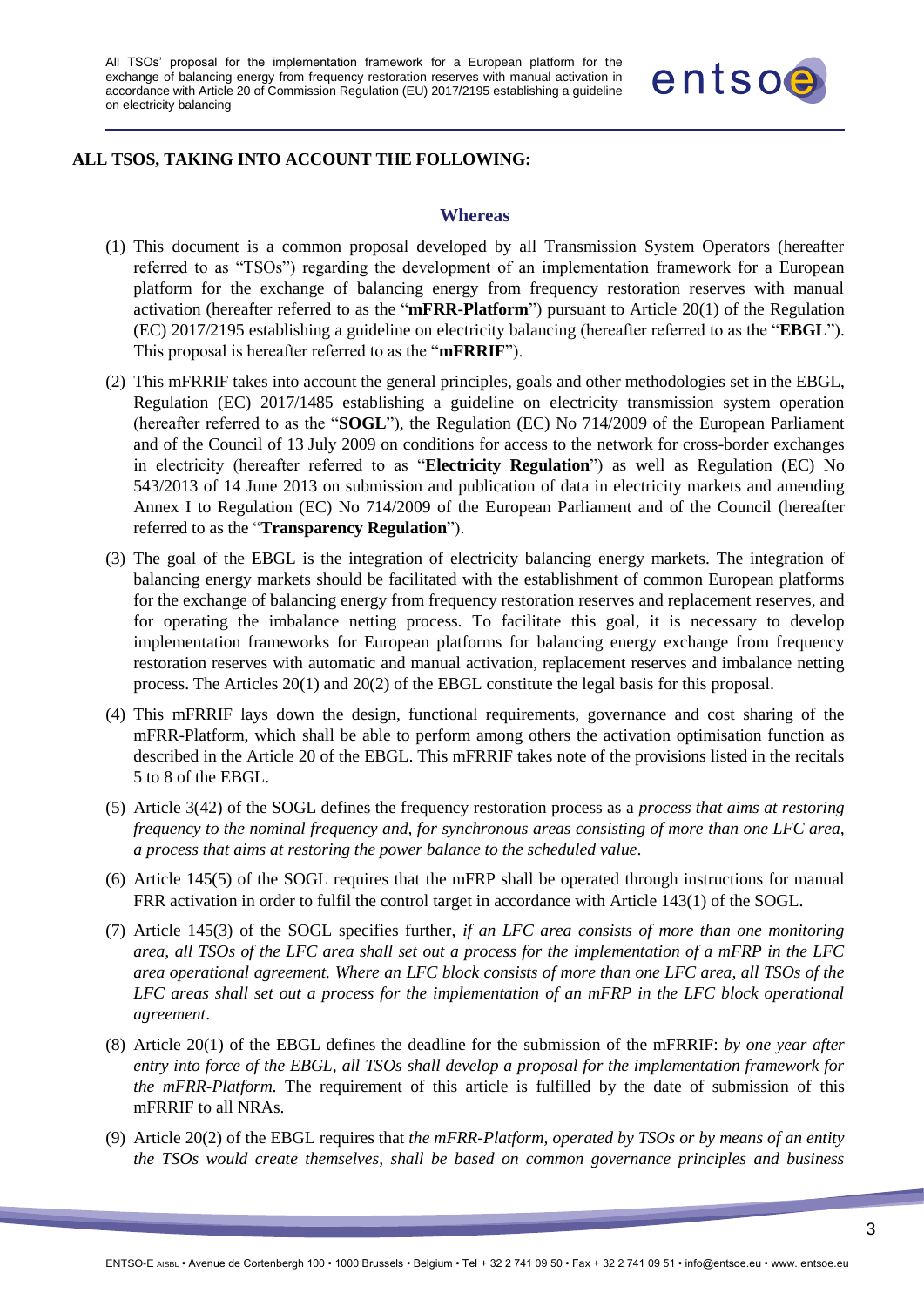**ALL TSOS, TAKING INTO ACCOUNT THE FOLLOWING:**

## Whereas

(1) This document is a common proposal developed by all Transmission System Operators (hereafter referred to as "TSOs") regarding the development of an implementation framework for a European platform for the exchange of balancing energy from frequency restoration reserves with manual activation (hereafter referred to as the "**mFRR-Platform**") pursuant to Article 20(1) of the Regulation (EC) 2017/2195 establishing a guideline on electricity balancing (hereafter referred to as the "**EBGL**"). This proposal is hereafter referred to as the "**mFRRIF**").

(2) This mFRRIF takes into account the general principles, goals and other methodologies set in the EBGL, Regulation (EC) 2017/1485 establishing a guideline on electricity transmission system operation (hereafter referred to as the "**SOGL**"), the Regulation (EC) No 714/2009 of the European Parliament and of the Council of 13 July 2009 on conditions for access to the network for cross-border exchanges in electricity (hereafter referred to as "**Electricity Regulation**") as well as Regulation (EC) No 543/2013 of 14 June 2013 on submission and publication of data in electricity markets and amending Annex I to Regulation (EC) No 714/2009 of the European Parliament and of the Council (hereafter referred to as the "**Transparency Regulation**").

(3) The goal of the EBGL is the integration of electricity balancing energy markets. The integration of balancing energy markets should be facilitated with the establishment of common European platforms for the exchange of balancing energy from frequency restoration reserves and replacement reserves, and for operating the imbalance netting process. To facilitate this goal, it is necessary to develop implementation frameworks for European platforms for balancing energy exchange from frequency restoration reserves with automatic and manual activation, replacement reserves and imbalance netting process. The Articles 20(1) and 20(2) of the EBGL constitute the legal basis for this proposal.

(4) This mFRRIF lays down the design, functional requirements, governance and cost sharing of the mFRR-Platform, which shall be able to perform among others the activation optimisation function as described in the Article 20 of the EBGL. This mFRRIF takes note of the provisions listed in the recitals 5 to 8 of the EBGL.

(5) Article 3(42) of the SOGL defines the frequency restoration process as a *process that aims at restoring frequency to the nominal frequency and, for synchronous areas consisting of more than one LFC area, a process that aims at restoring the power balance to the scheduled value*.

(6) Article 145(5) of the SOGL requires that the mFRP shall be operated through instructions for manual FRR activation in order to fulfil the control target in accordance with Article 143(1) of the SOGL.

(7) Article 145(3) of the SOGL specifies further, *if an LFC area consists of more than one monitoring area, all TSOs of the LFC area shall set out a process for the implementation of a mFRP in the LFC area operational agreement. Where an LFC block consists of more than one LFC area, all TSOs of the LFC areas shall set out a process for the implementation of an mFRP in the LFC block operational agreement*.

(8) Article 20(1) of the EBGL defines the deadline for the submission of the mFRRIF: *by one year after entry into force of the EBGL, all TSOs shall develop a proposal for the implementation framework for the mFRR-Platform.* The requirement of this article is fulfilled by the date of submission of this mFRRIF to all NRAs.

(9) Article 20(2) of the EBGL requires that *the mFRR-Platform, operated by TSOs or by means of an entity the TSOs would create themselves, shall be based on common governance principles and business*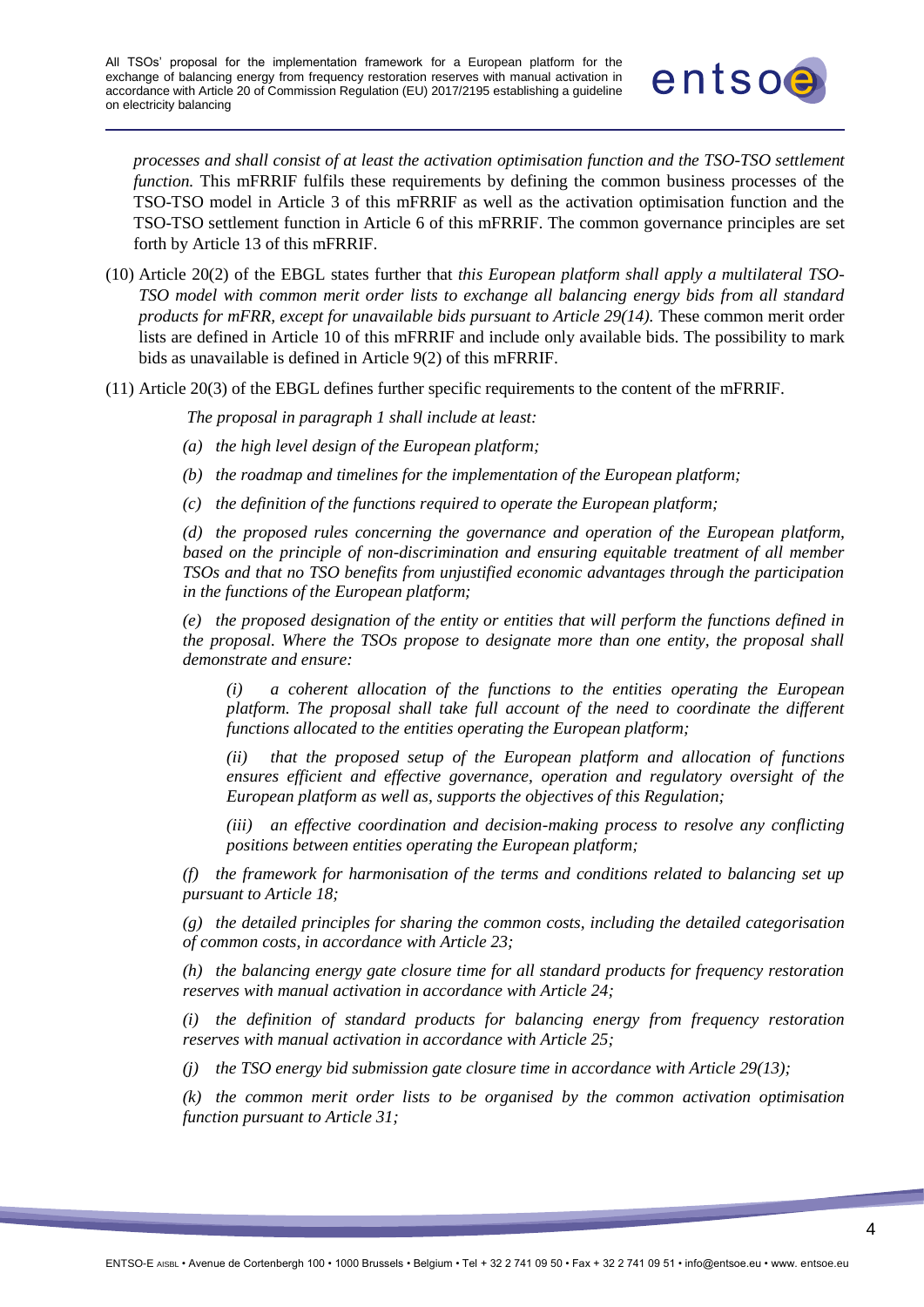*processes and shall consist of at least the activation optimisation function and the TSO-TSO settlement function.* This mFRRIF fulfils these requirements by defining the common business processes of the TSO-TSO model in Article 3 of this mFRRIF as well as the activation optimisation function and the TSO-TSO settlement function in Article 6 of this mFRRIF. The common governance principles are set forth by Article 13 of this mFRRIF.

(10) Article 20(2) of the EBGL states further that *this European platform shall apply a multilateral TSO-TSO model with common merit order lists to exchange all balancing energy bids from all standard products for mFRR, except for unavailable bids pursuant to Article 29(14).* These common merit order lists are defined in Article 10 of this mFRRIF and include only available bids. The possibility to mark bids as unavailable is defined in Article 9(2) of this mFRRIF.

(11) Article 20(3) of the EBGL defines further specific requirements to the content of the mFRRIF.

*The proposal in paragraph 1 shall include at least:*

*(a) the high level design of the European platform;*

*(b) the roadmap and timelines for the implementation of the European platform;*

*(c) the definition of the functions required to operate the European platform;*

*(d) the proposed rules concerning the governance and operation of the European platform, based on the principle of non-discrimination and ensuring equitable treatment of all member TSOs and that no TSO benefits from unjustified economic advantages through the participation in the functions of the European platform;*

*(e) the proposed designation of the entity or entities that will perform the functions defined in the proposal. Where the TSOs propose to designate more than one entity, the proposal shall demonstrate and ensure:*

*(i) a coherent allocation of the functions to the entities operating the European platform. The proposal shall take full account of the need to coordinate the different functions allocated to the entities operating the European platform;*

*(ii) that the proposed setup of the European platform and allocation of functions ensures efficient and effective governance, operation and regulatory oversight of the European platform as well as, supports the objectives of this Regulation;*

*(iii) an effective coordination and decision-making process to resolve any conflicting positions between entities operating the European platform;*

*(f) the framework for harmonisation of the terms and conditions related to balancing set up pursuant to Article 18;*

*(g) the detailed principles for sharing the common costs, including the detailed categorisation of common costs, in accordance with Article 23;*

*(h) the balancing energy gate closure time for all standard products for frequency restoration reserves with manual activation in accordance with Article 24;*

*(i) the definition of standard products for balancing energy from frequency restoration reserves with manual activation in accordance with Article 25;*

*(j) the TSO energy bid submission gate closure time in accordance with Article 29(13);*

*(k) the common merit order lists to be organised by the common activation optimisation function pursuant to Article 31;*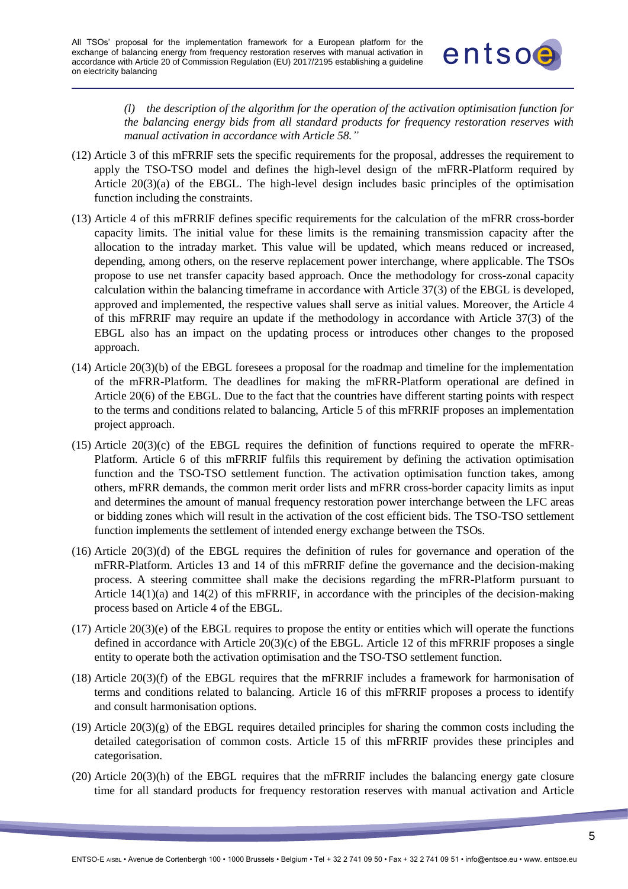*(l) the description of the algorithm for the operation of the activation optimisation function for the balancing energy bids from all standard products for frequency restoration reserves with manual activation in accordance with Article 58."*

(12) Article 3 of this mFRRIF sets the specific requirements for the proposal, addresses the requirement to apply the TSO-TSO model and defines the high-level design of the mFRR-Platform required by Article 20(3)(a) of the EBGL. The high-level design includes basic principles of the optimisation function including the constraints.

(13) Article 4 of this mFRRIF defines specific requirements for the calculation of the mFRR cross-border capacity limits. The initial value for these limits is the remaining transmission capacity after the allocation to the intraday market. This value will be updated, which means reduced or increased, depending, among others, on the reserve replacement power interchange, where applicable. The TSOs propose to use net transfer capacity based approach. Once the methodology for cross-zonal capacity calculation within the balancing timeframe in accordance with Article 37(3) of the EBGL is developed, approved and implemented, the respective values shall serve as initial values. Moreover, the Article 4 of this mFRRIF may require an update if the methodology in accordance with Article 37(3) of the EBGL also has an impact on the updating process or introduces other changes to the proposed approach.

(14) Article 20(3)(b) of the EBGL foresees a proposal for the roadmap and timeline for the implementation of the mFRR-Platform. The deadlines for making the mFRR-Platform operational are defined in Article 20(6) of the EBGL. Due to the fact that the countries have different starting points with respect to the terms and conditions related to balancing, Article 5 of this mFRRIF proposes an implementation project approach.

(15) Article 20(3)(c) of the EBGL requires the definition of functions required to operate the mFRR-Platform. Article 6 of this mFRRIF fulfils this requirement by defining the activation optimisation function and the TSO-TSO settlement function. The activation optimisation function takes, among others, mFRR demands, the common merit order lists and mFRR cross-border capacity limits as input and determines the amount of manual frequency restoration power interchange between the LFC areas or bidding zones which will result in the activation of the cost efficient bids. The TSO-TSO settlement function implements the settlement of intended energy exchange between the TSOs.

(16) Article 20(3)(d) of the EBGL requires the definition of rules for governance and operation of the mFRR-Platform. Articles 13 and 14 of this mFRRIF define the governance and the decision-making process. A steering committee shall make the decisions regarding the mFRR-Platform pursuant to Article 14(1)(a) and 14(2) of this mFRRIF, in accordance with the principles of the decision-making process based on Article 4 of the EBGL.

(17) Article 20(3)(e) of the EBGL requires to propose the entity or entities which will operate the functions defined in accordance with Article 20(3)(c) of the EBGL. Article 12 of this mFRRIF proposes a single entity to operate both the activation optimisation and the TSO-TSO settlement function.

(18) Article 20(3)(f) of the EBGL requires that the mFRRIF includes a framework for harmonisation of terms and conditions related to balancing. Article 16 of this mFRRIF proposes a process to identify and consult harmonisation options.

(19) Article 20(3)(g) of the EBGL requires detailed principles for sharing the common costs including the detailed categorisation of common costs. Article 15 of this mFRRIF provides these principles and categorisation.

(20) Article 20(3)(h) of the EBGL requires that the mFRRIF includes the balancing energy gate closure time for all standard products for frequency restoration reserves with manual activation and Article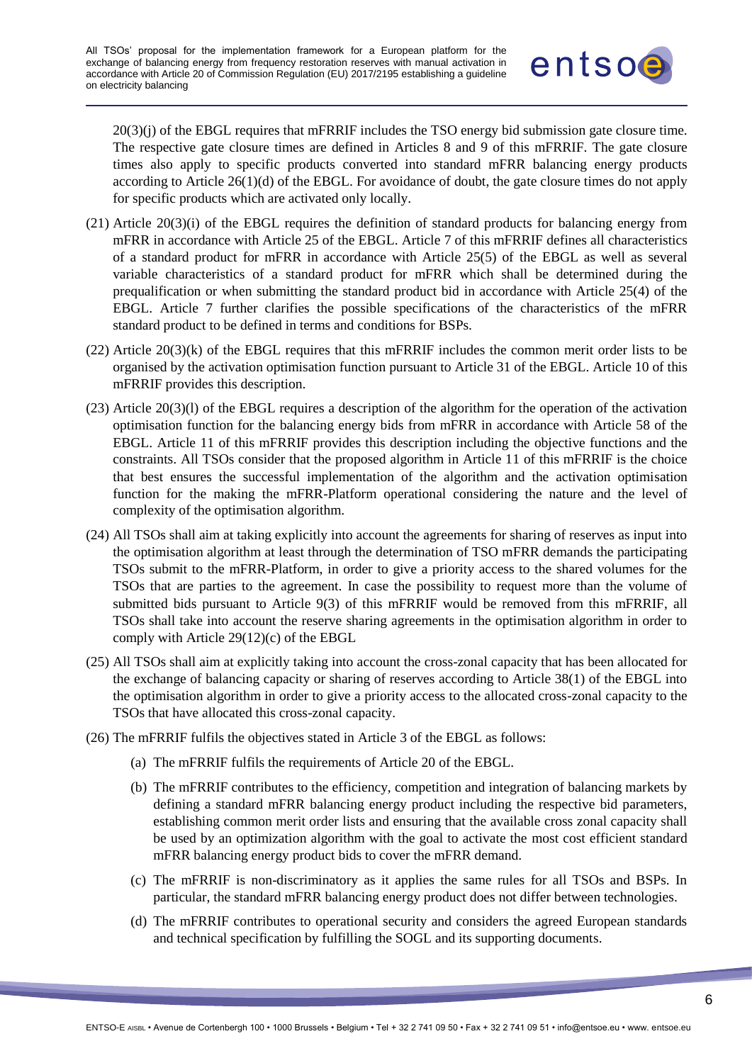20(3)(j) of the EBGL requires that mFRRIF includes the TSO energy bid submission gate closure time. The respective gate closure times are defined in Articles 8 and 9 of this mFRRIF. The gate closure times also apply to specific products converted into standard mFRR balancing energy products according to Article 26(1)(d) of the EBGL. For avoidance of doubt, the gate closure times do not apply for specific products which are activated only locally.

(21) Article 20(3)(i) of the EBGL requires the definition of standard products for balancing energy from mFRR in accordance with Article 25 of the EBGL. Article 7 of this mFRRIF defines all characteristics of a standard product for mFRR in accordance with Article 25(5) of the EBGL as well as several variable characteristics of a standard product for mFRR which shall be determined during the prequalification or when submitting the standard product bid in accordance with Article 25(4) of the EBGL. Article 7 further clarifies the possible specifications of the characteristics of the mFRR standard product to be defined in terms and conditions for BSPs.

(22) Article 20(3)(k) of the EBGL requires that this mFRRIF includes the common merit order lists to be organised by the activation optimisation function pursuant to Article 31 of the EBGL. Article 10 of this mFRRIF provides this description.

(23) Article 20(3)(l) of the EBGL requires a description of the algorithm for the operation of the activation optimisation function for the balancing energy bids from mFRR in accordance with Article 58 of the EBGL. Article 11 of this mFRRIF provides this description including the objective functions and the constraints. All TSOs consider that the proposed algorithm in Article 11 of this mFRRIF is the choice that best ensures the successful implementation of the algorithm and the activation optimisation function for the making the mFRR-Platform operational considering the nature and the level of complexity of the optimisation algorithm.

(24) All TSOs shall aim at taking explicitly into account the agreements for sharing of reserves as input into the optimisation algorithm at least through the determination of TSO mFRR demands the participating TSOs submit to the mFRR-Platform, in order to give a priority access to the shared volumes for the TSOs that are parties to the agreement. In case the possibility to request more than the volume of submitted bids pursuant to Article 9(3) of this mFRRIF would be removed from this mFRRIF, all TSOs shall take into account the reserve sharing agreements in the optimisation algorithm in order to comply with Article 29(12)(c) of the EBGL

(25) All TSOs shall aim at explicitly taking into account the cross-zonal capacity that has been allocated for the exchange of balancing capacity or sharing of reserves according to Article 38(1) of the EBGL into the optimisation algorithm in order to give a priority access to the allocated cross-zonal capacity to the TSOs that have allocated this cross-zonal capacity.

(26) The mFRRIF fulfils the objectives stated in Article 3 of the EBGL as follows:

(a) The mFRRIF fulfils the requirements of Article 20 of the EBGL.

(b) The mFRRIF contributes to the efficiency, competition and integration of balancing markets by defining a standard mFRR balancing energy product including the respective bid parameters, establishing common merit order lists and ensuring that the available cross zonal capacity shall be used by an optimization algorithm with the goal to activate the most cost efficient standard mFRR balancing energy product bids to cover the mFRR demand.

(c) The mFRRIF is non-discriminatory as it applies the same rules for all TSOs and BSPs. In particular, the standard mFRR balancing energy product does not differ between technologies.

(d) The mFRRIF contributes to operational security and considers the agreed European standards and technical specification by fulfilling the SOGL and its supporting documents.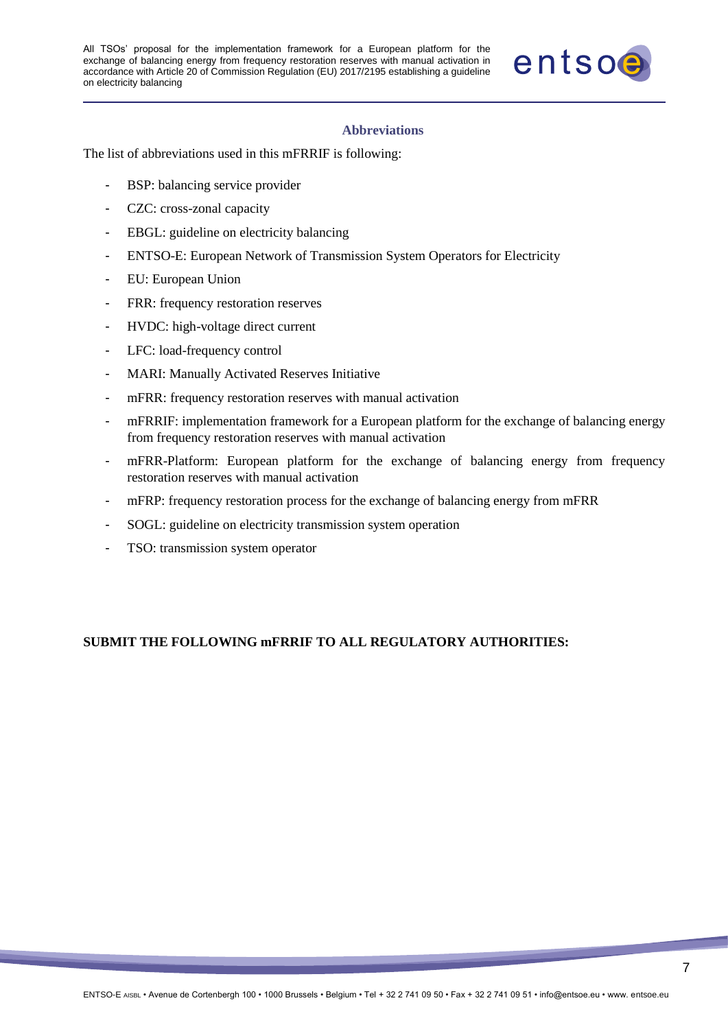## Abbreviations

The list of abbreviations used in this mFRRIF is following:

- BSP: balancing service provider
- CZC: cross-zonal capacity
- EBGL: guideline on electricity balancing
- ENTSO-E: European Network of Transmission System Operators for Electricity
- EU: European Union
- FRR: frequency restoration reserves
- HVDC: high-voltage direct current
- LFC: load-frequency control
- MARI: Manually Activated Reserves Initiative
- mFRR: frequency restoration reserves with manual activation
- mFRRIF: implementation framework for a European platform for the exchange of balancing energy from frequency restoration reserves with manual activation
- mFRR-Platform: European platform for the exchange of balancing energy from frequency restoration reserves with manual activation
- mFRP: frequency restoration process for the exchange of balancing energy from mFRR
- SOGL: guideline on electricity transmission system operation
- TSO: transmission system operator

**SUBMIT THE FOLLOWING mFRRIF TO ALL REGULATORY AUTHORITIES:**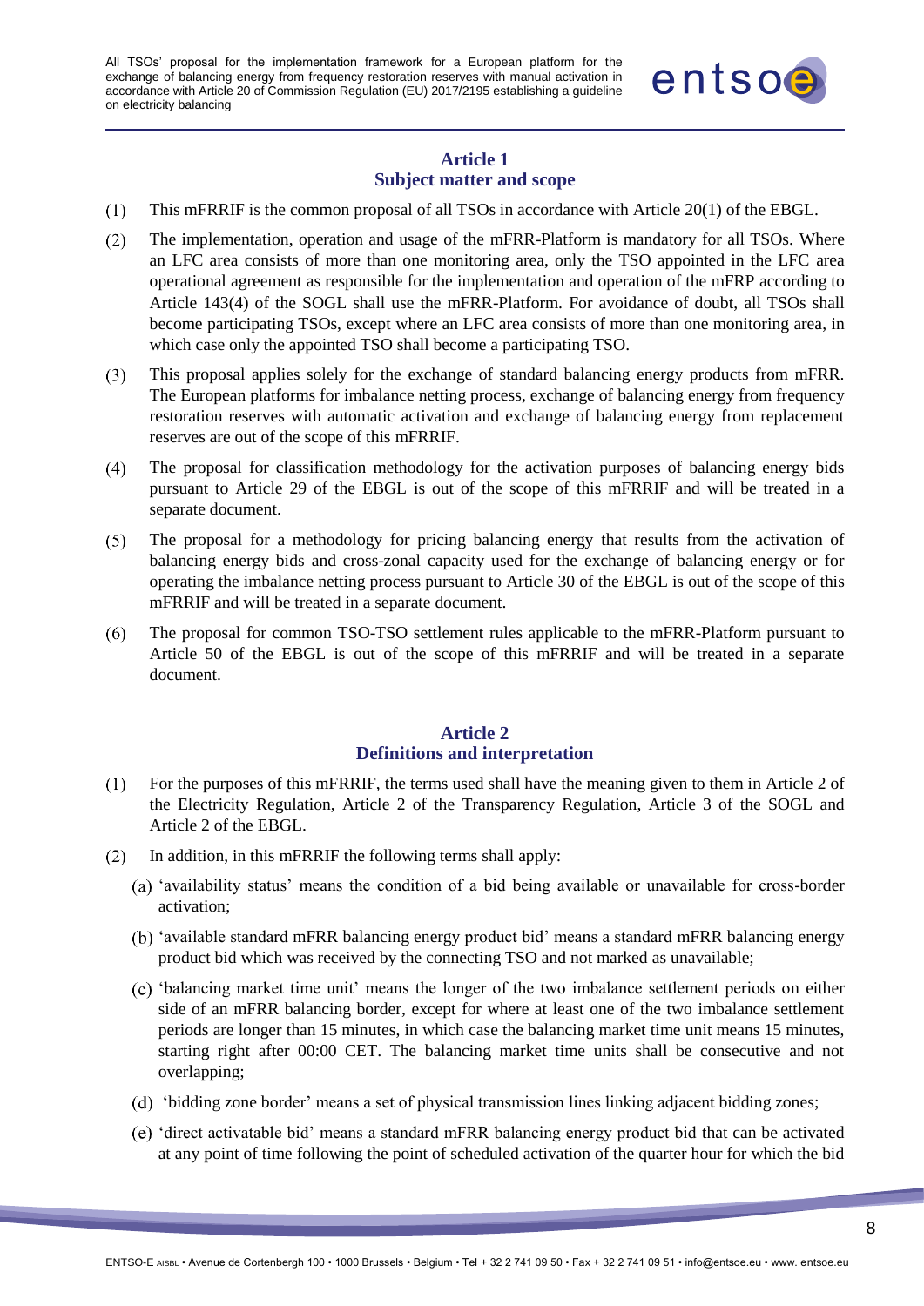## Article 1
## Subject matter and scope

(1) This mFRRIF is the common proposal of all TSOs in accordance with Article 20(1) of the EBGL.

(2) The implementation, operation and usage of the mFRR-Platform is mandatory for all TSOs. Where an LFC area consists of more than one monitoring area, only the TSO appointed in the LFC area operational agreement as responsible for the implementation and operation of the mFRP according to Article 143(4) of the SOGL shall use the mFRR-Platform. For avoidance of doubt, all TSOs shall become participating TSOs, except where an LFC area consists of more than one monitoring area, in which case only the appointed TSO shall become a participating TSO.

(3) This proposal applies solely for the exchange of standard balancing energy products from mFRR. The European platforms for imbalance netting process, exchange of balancing energy from frequency restoration reserves with automatic activation and exchange of balancing energy from replacement reserves are out of the scope of this mFRRIF.

(4) The proposal for classification methodology for the activation purposes of balancing energy bids pursuant to Article 29 of the EBGL is out of the scope of this mFRRIF and will be treated in a separate document.

(5) The proposal for a methodology for pricing balancing energy that results from the activation of balancing energy bids and cross-zonal capacity used for the exchange of balancing energy or for operating the imbalance netting process pursuant to Article 30 of the EBGL is out of the scope of this mFRRIF and will be treated in a separate document.

(6) The proposal for common TSO-TSO settlement rules applicable to the mFRR-Platform pursuant to Article 50 of the EBGL is out of the scope of this mFRRIF and will be treated in a separate document.

## Article 2
## Definitions and interpretation

(1) For the purposes of this mFRRIF, the terms used shall have the meaning given to them in Article 2 of the Electricity Regulation, Article 2 of the Transparency Regulation, Article 3 of the SOGL and Article 2 of the EBGL.

(2) In addition, in this mFRRIF the following terms shall apply:

(a) 'availability status' means the condition of a bid being available or unavailable for cross-border activation;

(b) 'available standard mFRR balancing energy product bid' means a standard mFRR balancing energy product bid which was received by the connecting TSO and not marked as unavailable;

(c) 'balancing market time unit' means the longer of the two imbalance settlement periods on either side of an mFRR balancing border, except for where at least one of the two imbalance settlement periods are longer than 15 minutes, in which case the balancing market time unit means 15 minutes, starting right after 00:00 CET. The balancing market time units shall be consecutive and not overlapping;

(d) 'bidding zone border' means a set of physical transmission lines linking adjacent bidding zones;

(e) 'direct activatable bid' means a standard mFRR balancing energy product bid that can be activated at any point of time following the point of scheduled activation of the quarter hour for which the bid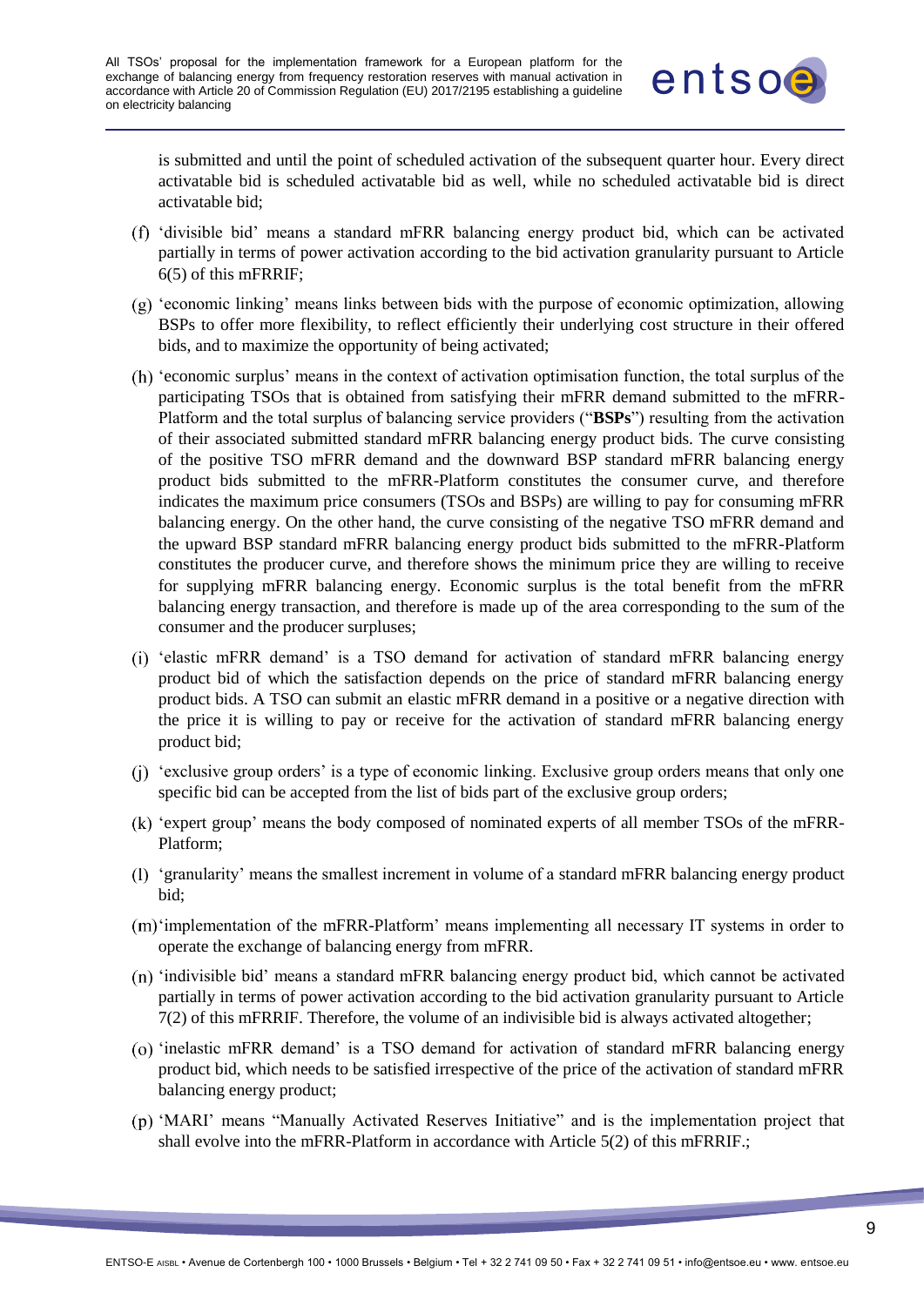is submitted and until the point of scheduled activation of the subsequent quarter hour. Every direct activatable bid is scheduled activatable bid as well, while no scheduled activatable bid is direct activatable bid;

(f) 'divisible bid' means a standard mFRR balancing energy product bid, which can be activated partially in terms of power activation according to the bid activation granularity pursuant to Article 6(5) of this mFRRIF;

(g) 'economic linking' means links between bids with the purpose of economic optimization, allowing BSPs to offer more flexibility, to reflect efficiently their underlying cost structure in their offered bids, and to maximize the opportunity of being activated;

(h) 'economic surplus' means in the context of activation optimisation function, the total surplus of the participating TSOs that is obtained from satisfying their mFRR demand submitted to the mFRR-Platform and the total surplus of balancing service providers ("**BSPs**") resulting from the activation of their associated submitted standard mFRR balancing energy product bids. The curve consisting of the positive TSO mFRR demand and the downward BSP standard mFRR balancing energy product bids submitted to the mFRR-Platform constitutes the consumer curve, and therefore indicates the maximum price consumers (TSOs and BSPs) are willing to pay for consuming mFRR balancing energy. On the other hand, the curve consisting of the negative TSO mFRR demand and the upward BSP standard mFRR balancing energy product bids submitted to the mFRR-Platform constitutes the producer curve, and therefore shows the minimum price they are willing to receive for supplying mFRR balancing energy. Economic surplus is the total benefit from the mFRR balancing energy transaction, and therefore is made up of the area corresponding to the sum of the consumer and the producer surpluses;

(i) 'elastic mFRR demand' is a TSO demand for activation of standard mFRR balancing energy product bid of which the satisfaction depends on the price of standard mFRR balancing energy product bids. A TSO can submit an elastic mFRR demand in a positive or a negative direction with the price it is willing to pay or receive for the activation of standard mFRR balancing energy product bid;

(j) 'exclusive group orders' is a type of economic linking. Exclusive group orders means that only one specific bid can be accepted from the list of bids part of the exclusive group orders;

(k) 'expert group' means the body composed of nominated experts of all member TSOs of the mFRR-Platform;

(l) 'granularity' means the smallest increment in volume of a standard mFRR balancing energy product bid;

(m) 'implementation of the mFRR-Platform' means implementing all necessary IT systems in order to operate the exchange of balancing energy from mFRR.

(n) 'indivisible bid' means a standard mFRR balancing energy product bid, which cannot be activated partially in terms of power activation according to the bid activation granularity pursuant to Article 7(2) of this mFRRIF. Therefore, the volume of an indivisible bid is always activated altogether;

(o) 'inelastic mFRR demand' is a TSO demand for activation of standard mFRR balancing energy product bid, which needs to be satisfied irrespective of the price of the activation of standard mFRR balancing energy product;

(p) 'MARI' means "Manually Activated Reserves Initiative" and is the implementation project that shall evolve into the mFRR-Platform in accordance with Article 5(2) of this mFRRIF.;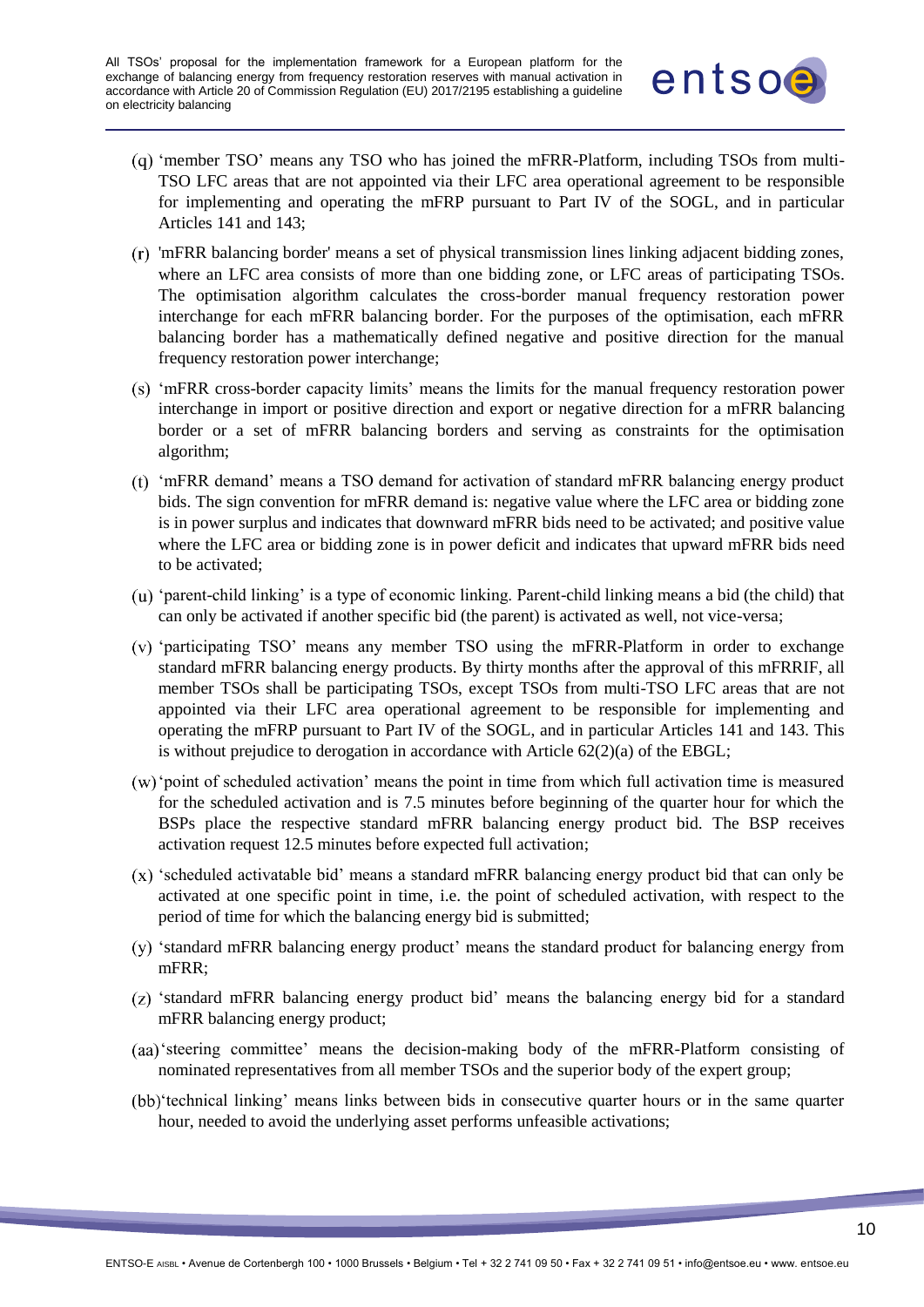(q) 'member TSO' means any TSO who has joined the mFRR-Platform, including TSOs from multi-TSO LFC areas that are not appointed via their LFC area operational agreement to be responsible for implementing and operating the mFRP pursuant to Part IV of the SOGL, and in particular Articles 141 and 143;

(r) 'mFRR balancing border' means a set of physical transmission lines linking adjacent bidding zones, where an LFC area consists of more than one bidding zone, or LFC areas of participating TSOs. The optimisation algorithm calculates the cross-border manual frequency restoration power interchange for each mFRR balancing border. For the purposes of the optimisation, each mFRR balancing border has a mathematically defined negative and positive direction for the manual frequency restoration power interchange;

(s) 'mFRR cross-border capacity limits' means the limits for the manual frequency restoration power interchange in import or positive direction and export or negative direction for a mFRR balancing border or a set of mFRR balancing borders and serving as constraints for the optimisation algorithm;

(t) 'mFRR demand' means a TSO demand for activation of standard mFRR balancing energy product bids. The sign convention for mFRR demand is: negative value where the LFC area or bidding zone is in power surplus and indicates that downward mFRR bids need to be activated; and positive value where the LFC area or bidding zone is in power deficit and indicates that upward mFRR bids need to be activated;

(u) 'parent-child linking' is a type of economic linking. Parent-child linking means a bid (the child) that can only be activated if another specific bid (the parent) is activated as well, not vice-versa;

(v) 'participating TSO' means any member TSO using the mFRR-Platform in order to exchange standard mFRR balancing energy products. By thirty months after the approval of this mFRRIF, all member TSOs shall be participating TSOs, except TSOs from multi-TSO LFC areas that are not appointed via their LFC area operational agreement to be responsible for implementing and operating the mFRP pursuant to Part IV of the SOGL, and in particular Articles 141 and 143. This is without prejudice to derogation in accordance with Article 62(2)(a) of the EBGL;

(w) 'point of scheduled activation' means the point in time from which full activation time is measured for the scheduled activation and is 7.5 minutes before beginning of the quarter hour for which the BSPs place the respective standard mFRR balancing energy product bid. The BSP receives activation request 12.5 minutes before expected full activation;

(x) 'scheduled activatable bid' means a standard mFRR balancing energy product bid that can only be activated at one specific point in time, i.e. the point of scheduled activation, with respect to the period of time for which the balancing energy bid is submitted;

(y) 'standard mFRR balancing energy product' means the standard product for balancing energy from mFRR;

(z) 'standard mFRR balancing energy product bid' means the balancing energy bid for a standard mFRR balancing energy product;

(aa) 'steering committee' means the decision-making body of the mFRR-Platform consisting of nominated representatives from all member TSOs and the superior body of the expert group;

(bb) 'technical linking' means links between bids in consecutive quarter hours or in the same quarter hour, needed to avoid the underlying asset performs unfeasible activations;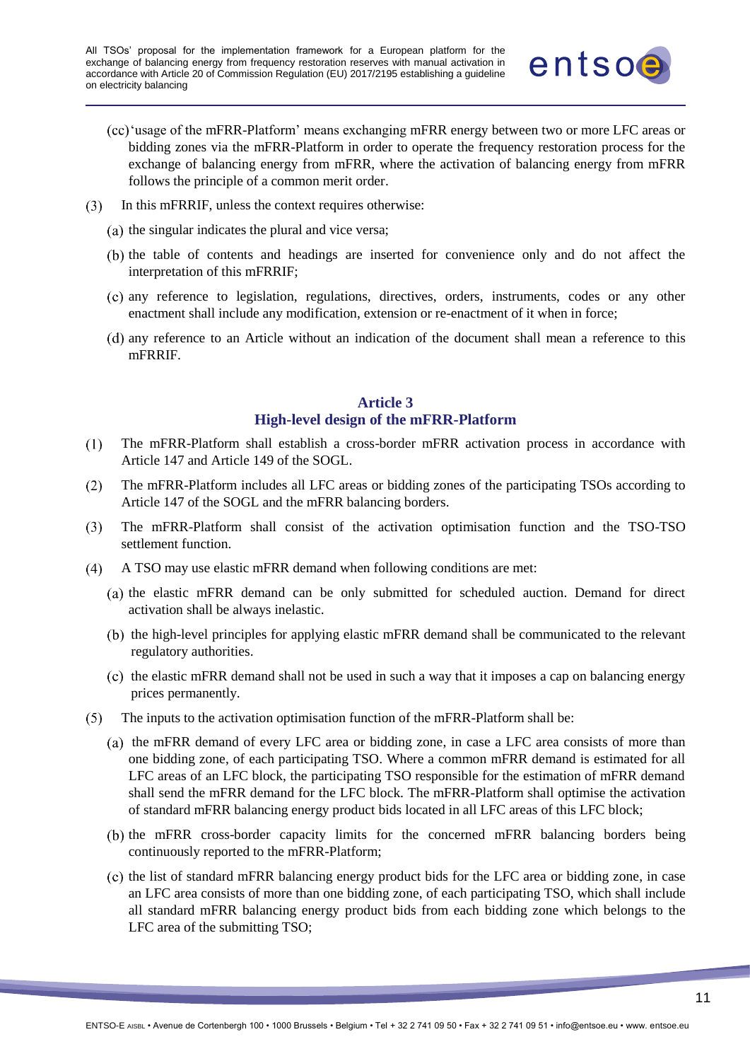(cc) ‘usage of the mFRR-Platform’ means exchanging mFRR energy between two or more LFC areas or bidding zones via the mFRR-Platform in order to operate the frequency restoration process for the exchange of balancing energy from mFRR, where the activation of balancing energy from mFRR follows the principle of a common merit order.

(3) In this mFRRIF, unless the context requires otherwise:

(a) the singular indicates the plural and vice versa;

(b) the table of contents and headings are inserted for convenience only and do not affect the interpretation of this mFRRIF;

(c) any reference to legislation, regulations, directives, orders, instruments, codes or any other enactment shall include any modification, extension or re-enactment of it when in force;

(d) any reference to an Article without an indication of the document shall mean a reference to this mFRRIF.

## Article 3
## High-level design of the mFRR-Platform

(1) The mFRR-Platform shall establish a cross-border mFRR activation process in accordance with Article 147 and Article 149 of the SOGL.

(2) The mFRR-Platform includes all LFC areas or bidding zones of the participating TSOs according to Article 147 of the SOGL and the mFRR balancing borders.

(3) The mFRR-Platform shall consist of the activation optimisation function and the TSO-TSO settlement function.

(4) A TSO may use elastic mFRR demand when following conditions are met:

(a) the elastic mFRR demand can be only submitted for scheduled auction. Demand for direct activation shall be always inelastic.

(b) the high-level principles for applying elastic mFRR demand shall be communicated to the relevant regulatory authorities.

(c) the elastic mFRR demand shall not be used in such a way that it imposes a cap on balancing energy prices permanently.

(5) The inputs to the activation optimisation function of the mFRR-Platform shall be:

(a) the mFRR demand of every LFC area or bidding zone, in case a LFC area consists of more than one bidding zone, of each participating TSO. Where a common mFRR demand is estimated for all LFC areas of an LFC block, the participating TSO responsible for the estimation of mFRR demand shall send the mFRR demand for the LFC block. The mFRR-Platform shall optimise the activation of standard mFRR balancing energy product bids located in all LFC areas of this LFC block;

(b) the mFRR cross-border capacity limits for the concerned mFRR balancing borders being continuously reported to the mFRR-Platform;

(c) the list of standard mFRR balancing energy product bids for the LFC area or bidding zone, in case an LFC area consists of more than one bidding zone, of each participating TSO, which shall include all standard mFRR balancing energy product bids from each bidding zone which belongs to the LFC area of the submitting TSO;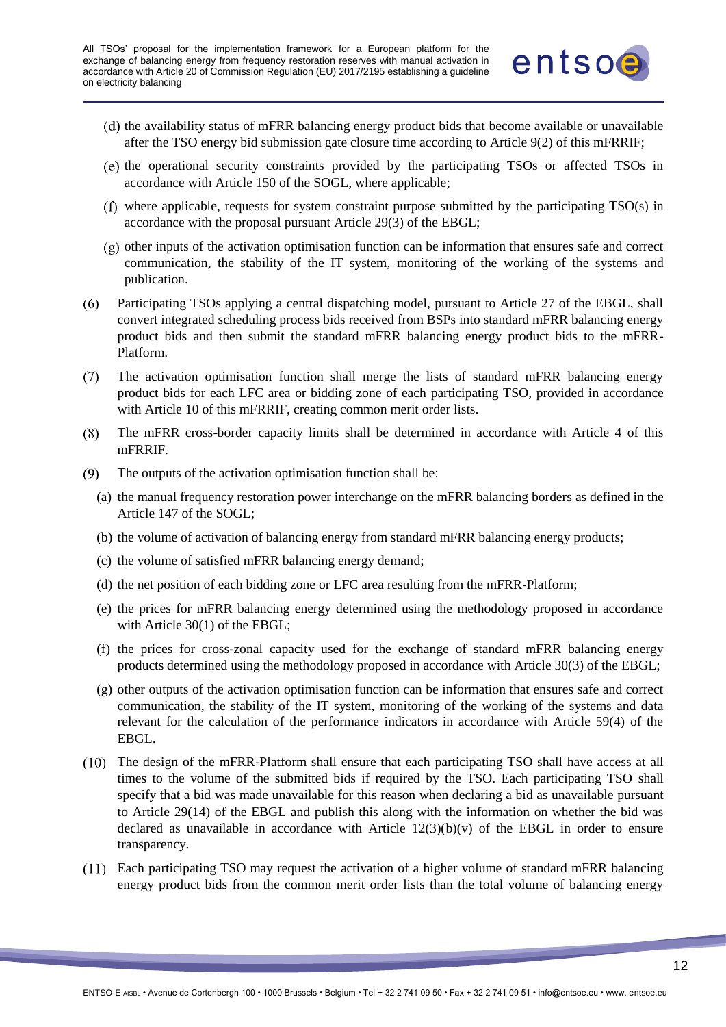(d) the availability status of mFRR balancing energy product bids that become available or unavailable after the TSO energy bid submission gate closure time according to Article 9(2) of this mFRRIF;

(e) the operational security constraints provided by the participating TSOs or affected TSOs in accordance with Article 150 of the SOGL, where applicable;

(f) where applicable, requests for system constraint purpose submitted by the participating TSO(s) in accordance with the proposal pursuant Article 29(3) of the EBGL;

(g) other inputs of the activation optimisation function can be information that ensures safe and correct communication, the stability of the IT system, monitoring of the working of the systems and publication.

(6) Participating TSOs applying a central dispatching model, pursuant to Article 27 of the EBGL, shall convert integrated scheduling process bids received from BSPs into standard mFRR balancing energy product bids and then submit the standard mFRR balancing energy product bids to the mFRR-Platform.

(7) The activation optimisation function shall merge the lists of standard mFRR balancing energy product bids for each LFC area or bidding zone of each participating TSO, provided in accordance with Article 10 of this mFRRIF, creating common merit order lists.

(8) The mFRR cross-border capacity limits shall be determined in accordance with Article 4 of this mFRRIF.

(9) The outputs of the activation optimisation function shall be:

(a) the manual frequency restoration power interchange on the mFRR balancing borders as defined in the Article 147 of the SOGL;

(b) the volume of activation of balancing energy from standard mFRR balancing energy products;

(c) the volume of satisfied mFRR balancing energy demand;

(d) the net position of each bidding zone or LFC area resulting from the mFRR-Platform;

(e) the prices for mFRR balancing energy determined using the methodology proposed in accordance with Article 30(1) of the EBGL;

(f) the prices for cross-zonal capacity used for the exchange of standard mFRR balancing energy products determined using the methodology proposed in accordance with Article 30(3) of the EBGL;

(g) other outputs of the activation optimisation function can be information that ensures safe and correct communication, the stability of the IT system, monitoring of the working of the systems and data relevant for the calculation of the performance indicators in accordance with Article 59(4) of the EBGL.

(10) The design of the mFRR-Platform shall ensure that each participating TSO shall have access at all times to the volume of the submitted bids if required by the TSO. Each participating TSO shall specify that a bid was made unavailable for this reason when declaring a bid as unavailable pursuant to Article 29(14) of the EBGL and publish this along with the information on whether the bid was declared as unavailable in accordance with Article 12(3)(b)(v) of the EBGL in order to ensure transparency.

(11) Each participating TSO may request the activation of a higher volume of standard mFRR balancing energy product bids from the common merit order lists than the total volume of balancing energy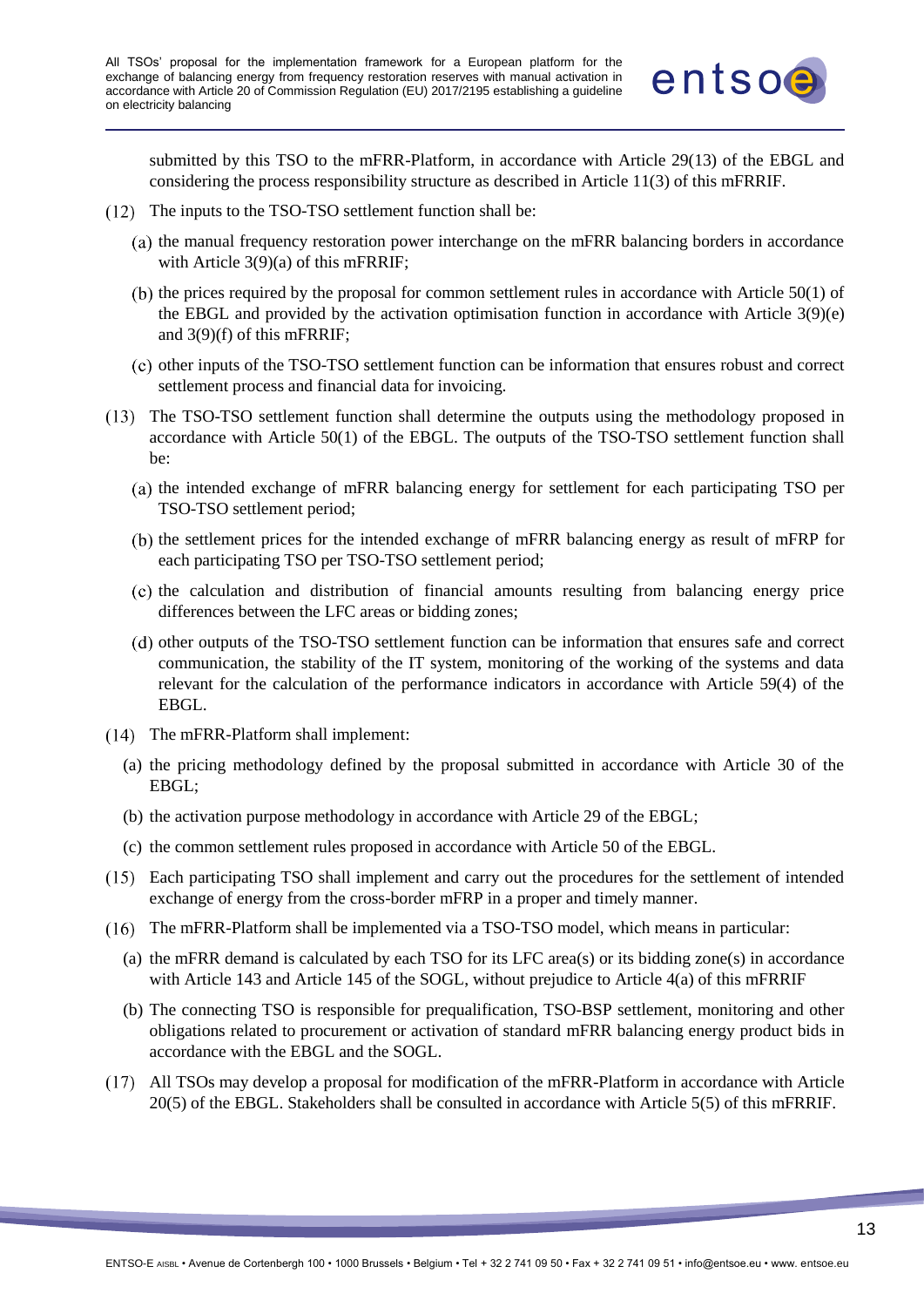submitted by this TSO to the mFRR-Platform, in accordance with Article 29(13) of the EBGL and considering the process responsibility structure as described in Article 11(3) of this mFRRIF.

(12) The inputs to the TSO-TSO settlement function shall be:

(a) the manual frequency restoration power interchange on the mFRR balancing borders in accordance with Article 3(9)(a) of this mFRRIF;

(b) the prices required by the proposal for common settlement rules in accordance with Article 50(1) of the EBGL and provided by the activation optimisation function in accordance with Article 3(9)(e) and 3(9)(f) of this mFRRIF;

(c) other inputs of the TSO-TSO settlement function can be information that ensures robust and correct settlement process and financial data for invoicing.

(13) The TSO-TSO settlement function shall determine the outputs using the methodology proposed in accordance with Article 50(1) of the EBGL. The outputs of the TSO-TSO settlement function shall be:

(a) the intended exchange of mFRR balancing energy for settlement for each participating TSO per TSO-TSO settlement period;

(b) the settlement prices for the intended exchange of mFRR balancing energy as result of mFRP for each participating TSO per TSO-TSO settlement period;

(c) the calculation and distribution of financial amounts resulting from balancing energy price differences between the LFC areas or bidding zones;

(d) other outputs of the TSO-TSO settlement function can be information that ensures safe and correct communication, the stability of the IT system, monitoring of the working of the systems and data relevant for the calculation of the performance indicators in accordance with Article 59(4) of the EBGL.

(14) The mFRR-Platform shall implement:

(a) the pricing methodology defined by the proposal submitted in accordance with Article 30 of the EBGL;

(b) the activation purpose methodology in accordance with Article 29 of the EBGL;

(c) the common settlement rules proposed in accordance with Article 50 of the EBGL.

(15) Each participating TSO shall implement and carry out the procedures for the settlement of intended exchange of energy from the cross-border mFRP in a proper and timely manner.

(16) The mFRR-Platform shall be implemented via a TSO-TSO model, which means in particular:

(a) the mFRR demand is calculated by each TSO for its LFC area(s) or its bidding zone(s) in accordance with Article 143 and Article 145 of the SOGL, without prejudice to Article 4(a) of this mFRRIF

(b) The connecting TSO is responsible for prequalification, TSO-BSP settlement, monitoring and other obligations related to procurement or activation of standard mFRR balancing energy product bids in accordance with the EBGL and the SOGL.

(17) All TSOs may develop a proposal for modification of the mFRR-Platform in accordance with Article 20(5) of the EBGL. Stakeholders shall be consulted in accordance with Article 5(5) of this mFRRIF.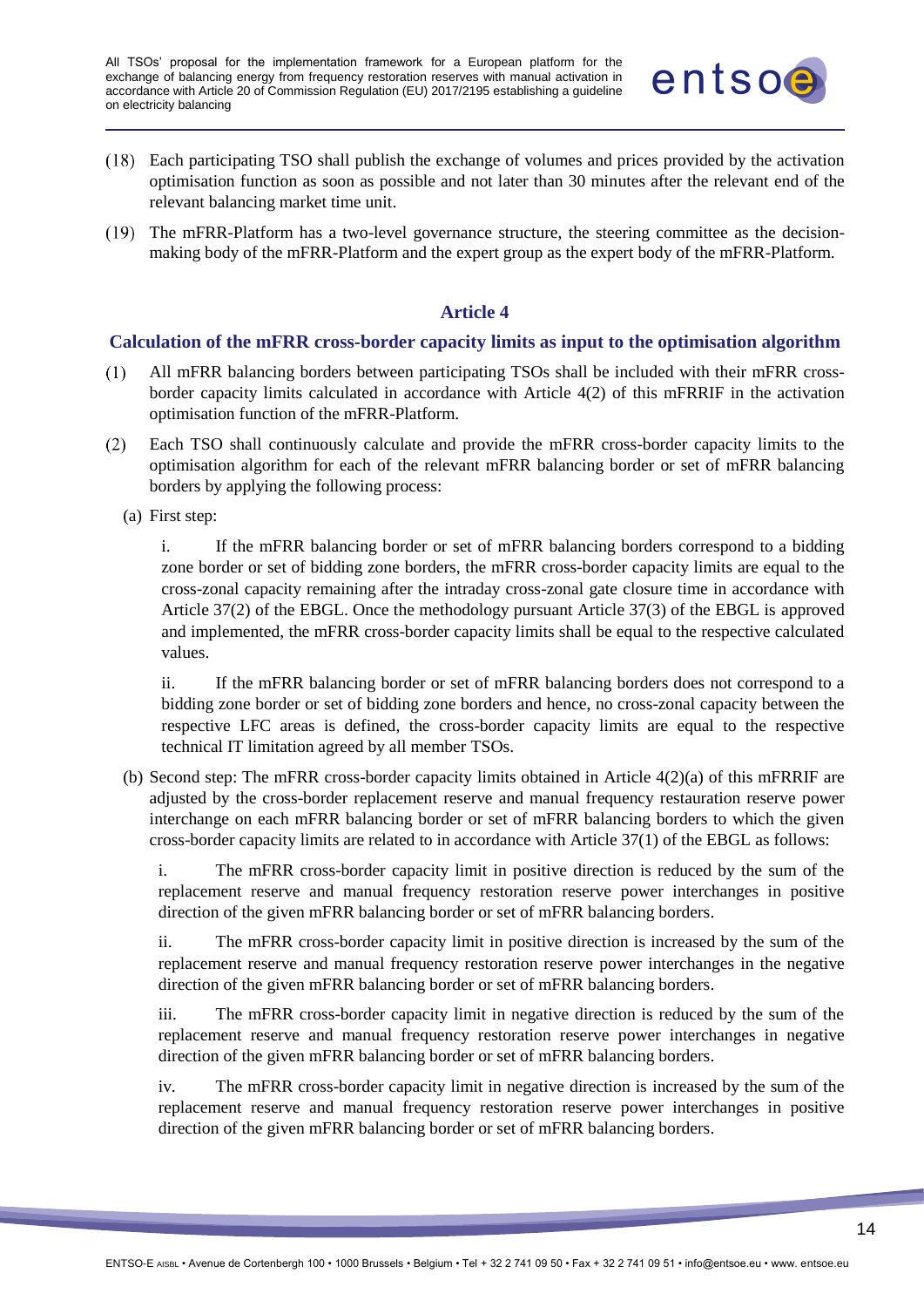(18) Each participating TSO shall publish the exchange of volumes and prices provided by the activation optimisation function as soon as possible and not later than 30 minutes after the relevant end of the relevant balancing market time unit.

(19) The mFRR-Platform has a two-level governance structure, the steering committee as the decision-making body of the mFRR-Platform and the expert group as the expert body of the mFRR-Platform.

## Article 4

### Calculation of the mFRR cross-border capacity limits as input to the optimisation algorithm

(1) All mFRR balancing borders between participating TSOs shall be included with their mFRR cross-border capacity limits calculated in accordance with Article 4(2) of this mFRRIF in the activation optimisation function of the mFRR-Platform.

(2) Each TSO shall continuously calculate and provide the mFRR cross-border capacity limits to the optimisation algorithm for each of the relevant mFRR balancing border or set of mFRR balancing borders by applying the following process:

(a) First step:

i. If the mFRR balancing border or set of mFRR balancing borders correspond to a bidding zone border or set of bidding zone borders, the mFRR cross-border capacity limits are equal to the cross-zonal capacity remaining after the intraday cross-zonal gate closure time in accordance with Article 37(2) of the EBGL. Once the methodology pursuant Article 37(3) of the EBGL is approved and implemented, the mFRR cross-border capacity limits shall be equal to the respective calculated values.

ii. If the mFRR balancing border or set of mFRR balancing borders does not correspond to a bidding zone border or set of bidding zone borders and hence, no cross-zonal capacity between the respective LFC areas is defined, the cross-border capacity limits are equal to the respective technical IT limitation agreed by all member TSOs.

(b) Second step: The mFRR cross-border capacity limits obtained in Article 4(2)(a) of this mFRRIF are adjusted by the cross-border replacement reserve and manual frequency restauration reserve power interchange on each mFRR balancing border or set of mFRR balancing borders to which the given cross-border capacity limits are related to in accordance with Article 37(1) of the EBGL as follows:

i. The mFRR cross-border capacity limit in positive direction is reduced by the sum of the replacement reserve and manual frequency restoration reserve power interchanges in positive direction of the given mFRR balancing border or set of mFRR balancing borders.

ii. The mFRR cross-border capacity limit in positive direction is increased by the sum of the replacement reserve and manual frequency restoration reserve power interchanges in the negative direction of the given mFRR balancing border or set of mFRR balancing borders.

iii. The mFRR cross-border capacity limit in negative direction is reduced by the sum of the replacement reserve and manual frequency restoration reserve power interchanges in negative direction of the given mFRR balancing border or set of mFRR balancing borders.

iv. The mFRR cross-border capacity limit in negative direction is increased by the sum of the replacement reserve and manual frequency restoration reserve power interchanges in positive direction of the given mFRR balancing border or set of mFRR balancing borders.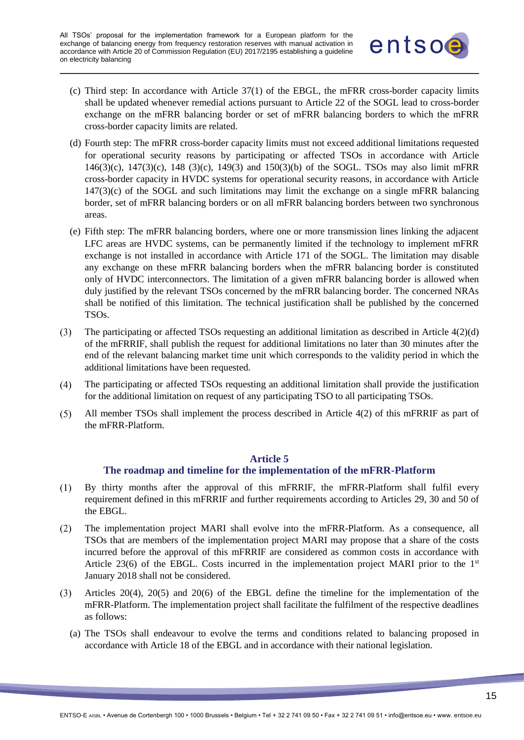(c) Third step: In accordance with Article 37(1) of the EBGL, the mFRR cross-border capacity limits shall be updated whenever remedial actions pursuant to Article 22 of the SOGL lead to cross-border exchange on the mFRR balancing border or set of mFRR balancing borders to which the mFRR cross-border capacity limits are related.

(d) Fourth step: The mFRR cross-border capacity limits must not exceed additional limitations requested for operational security reasons by participating or affected TSOs in accordance with Article 146(3)(c), 147(3)(c), 148 (3)(c), 149(3) and 150(3)(b) of the SOGL. TSOs may also limit mFRR cross-border capacity in HVDC systems for operational security reasons, in accordance with Article 147(3)(c) of the SOGL and such limitations may limit the exchange on a single mFRR balancing border, set of mFRR balancing borders or on all mFRR balancing borders between two synchronous areas.

(e) Fifth step: The mFRR balancing borders, where one or more transmission lines linking the adjacent LFC areas are HVDC systems, can be permanently limited if the technology to implement mFRR exchange is not installed in accordance with Article 171 of the SOGL. The limitation may disable any exchange on these mFRR balancing borders when the mFRR balancing border is constituted only of HVDC interconnectors. The limitation of a given mFRR balancing border is allowed when duly justified by the relevant TSOs concerned by the mFRR balancing border. The concerned NRAs shall be notified of this limitation. The technical justification shall be published by the concerned TSOs.

(3) The participating or affected TSOs requesting an additional limitation as described in Article 4(2)(d) of the mFRRIF, shall publish the request for additional limitations no later than 30 minutes after the end of the relevant balancing market time unit which corresponds to the validity period in which the additional limitations have been requested.

(4) The participating or affected TSOs requesting an additional limitation shall provide the justification for the additional limitation on request of any participating TSO to all participating TSOs.

(5) All member TSOs shall implement the process described in Article 4(2) of this mFRRIF as part of the mFRR-Platform.

## Article 5
## The roadmap and timeline for the implementation of the mFRR-Platform

(1) By thirty months after the approval of this mFRRIF, the mFRR-Platform shall fulfil every requirement defined in this mFRRIF and further requirements according to Articles 29, 30 and 50 of the EBGL.

(2) The implementation project MARI shall evolve into the mFRR-Platform. As a consequence, all TSOs that are members of the implementation project MARI may propose that a share of the costs incurred before the approval of this mFRRIF are considered as common costs in accordance with Article 23(6) of the EBGL. Costs incurred in the implementation project MARI prior to the 1st January 2018 shall not be considered.

(3) Articles 20(4), 20(5) and 20(6) of the EBGL define the timeline for the implementation of the mFRR-Platform. The implementation project shall facilitate the fulfilment of the respective deadlines as follows:

(a) The TSOs shall endeavour to evolve the terms and conditions related to balancing proposed in accordance with Article 18 of the EBGL and in accordance with their national legislation.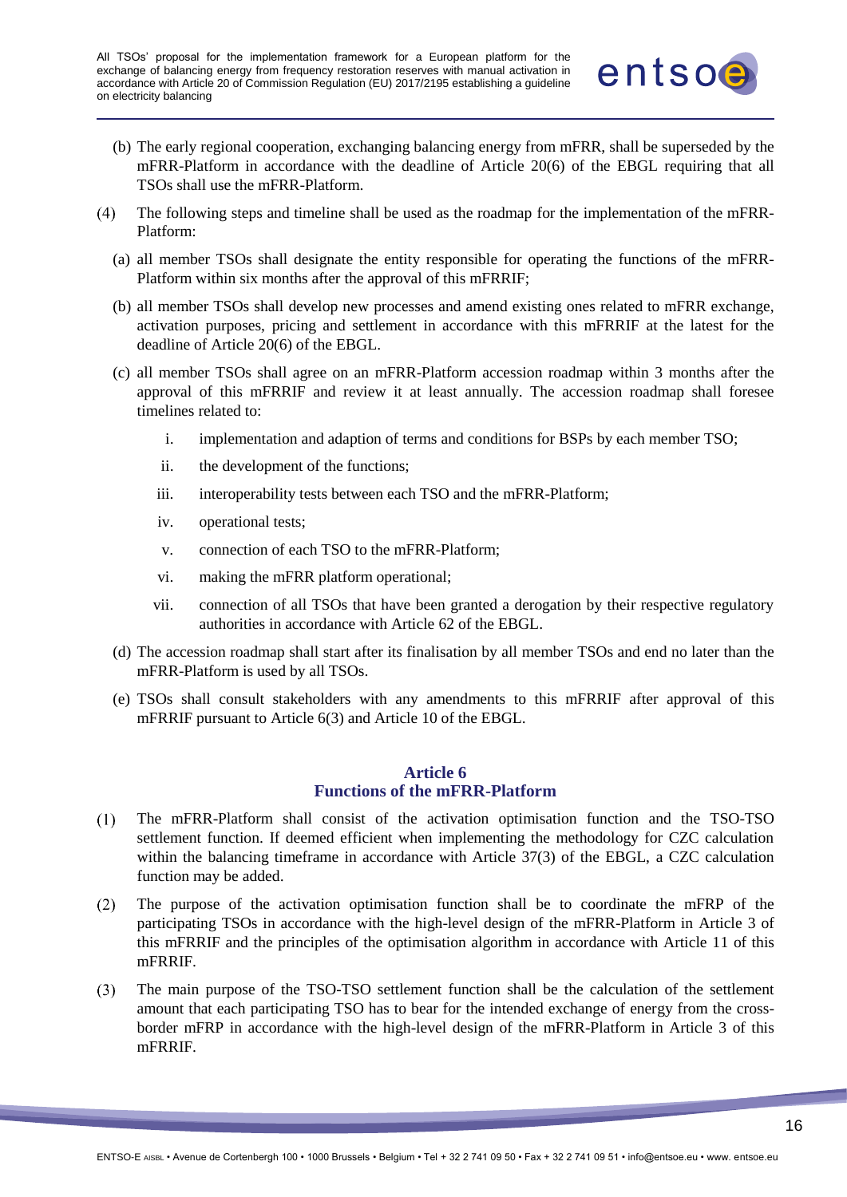(b) The early regional cooperation, exchanging balancing energy from mFRR, shall be superseded by the mFRR-Platform in accordance with the deadline of Article 20(6) of the EBGL requiring that all TSOs shall use the mFRR-Platform.

(4) The following steps and timeline shall be used as the roadmap for the implementation of the mFRR-Platform:

(a) all member TSOs shall designate the entity responsible for operating the functions of the mFRR-Platform within six months after the approval of this mFRRIF;

(b) all member TSOs shall develop new processes and amend existing ones related to mFRR exchange, activation purposes, pricing and settlement in accordance with this mFRRIF at the latest for the deadline of Article 20(6) of the EBGL.

(c) all member TSOs shall agree on an mFRR-Platform accession roadmap within 3 months after the approval of this mFRRIF and review it at least annually. The accession roadmap shall foresee timelines related to:

i. implementation and adaption of terms and conditions for BSPs by each member TSO;

ii. the development of the functions;

iii. interoperability tests between each TSO and the mFRR-Platform;

iv. operational tests;

v. connection of each TSO to the mFRR-Platform;

vi. making the mFRR platform operational;

vii. connection of all TSOs that have been granted a derogation by their respective regulatory authorities in accordance with Article 62 of the EBGL.

(d) The accession roadmap shall start after its finalisation by all member TSOs and end no later than the mFRR-Platform is used by all TSOs.

(e) TSOs shall consult stakeholders with any amendments to this mFRRIF after approval of this mFRRIF pursuant to Article 6(3) and Article 10 of the EBGL.

## Article 6
## Functions of the mFRR-Platform

(1) The mFRR-Platform shall consist of the activation optimisation function and the TSO-TSO settlement function. If deemed efficient when implementing the methodology for CZC calculation within the balancing timeframe in accordance with Article 37(3) of the EBGL, a CZC calculation function may be added.

(2) The purpose of the activation optimisation function shall be to coordinate the mFRP of the participating TSOs in accordance with the high-level design of the mFRR-Platform in Article 3 of this mFRRIF and the principles of the optimisation algorithm in accordance with Article 11 of this mFRRIF.

(3) The main purpose of the TSO-TSO settlement function shall be the calculation of the settlement amount that each participating TSO has to bear for the intended exchange of energy from the cross-border mFRP in accordance with the high-level design of the mFRR-Platform in Article 3 of this mFRRIF.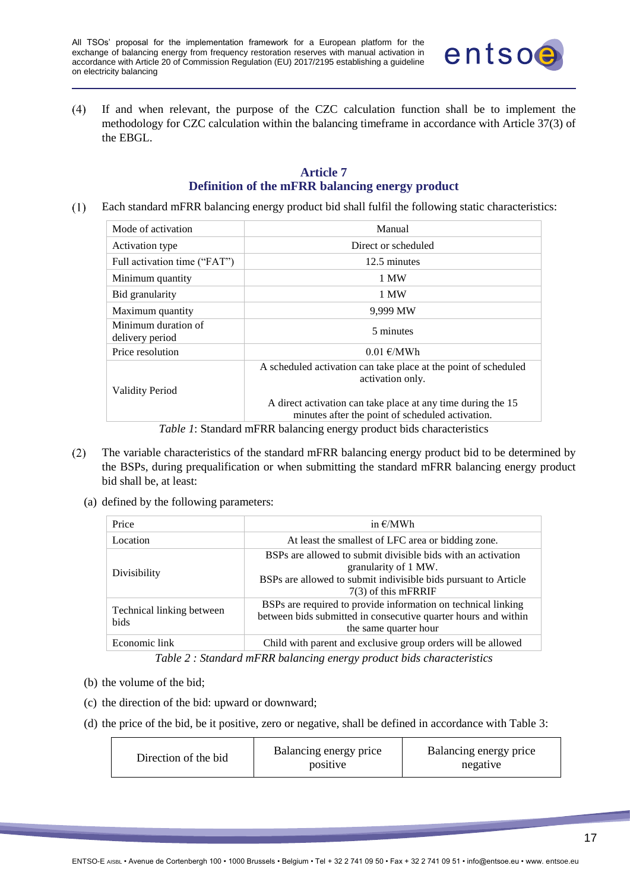(4) If and when relevant, the purpose of the CZC calculation function shall be to implement the methodology for CZC calculation within the balancing timeframe in accordance with Article 37(3) of the EBGL.

## Article 7
## Definition of the mFRR balancing energy product

(1) Each standard mFRR balancing energy product bid shall fulfil the following static characteristics:

| Mode of activation | Manual |
|---|---|
| Activation type | Direct or scheduled |
| Full activation time ("FAT") | 12.5 minutes |
| Minimum quantity | 1 MW |
| Bid granularity | 1 MW |
| Maximum quantity | 9,999 MW |
| Minimum duration of delivery period | 5 minutes |
| Price resolution | 0.01 €/MWh |
| Validity Period | A scheduled activation can take place at the point of scheduled activation only.<br><br>A direct activation can take place at any time during the 15 minutes after the point of scheduled activation. |

*Table 1*: Standard mFRR balancing energy product bids characteristics

(2) The variable characteristics of the standard mFRR balancing energy product bid to be determined by the BSPs, during prequalification or when submitting the standard mFRR balancing energy product bid shall be, at least:

(a) defined by the following parameters:

| Price | in €/MWh |
|---|---|
| Location | At least the smallest of LFC area or bidding zone. |
| Divisibility | BSPs are allowed to submit divisible bids with an activation granularity of 1 MW.<br>BSPs are allowed to submit indivisible bids pursuant to Article 7(3) of this mFRRIF |
| Technical linking between bids | BSPs are required to provide information on technical linking between bids submitted in consecutive quarter hours and within the same quarter hour |
| Economic link | Child with parent and exclusive group orders will be allowed |

*Table 2 : Standard mFRR balancing energy product bids characteristics*

(b) the volume of the bid;

(c) the direction of the bid: upward or downward;

(d) the price of the bid, be it positive, zero or negative, shall be defined in accordance with Table 3:

| Direction of the bid | Balancing energy price positive | Balancing energy price negative |
|---|---|---|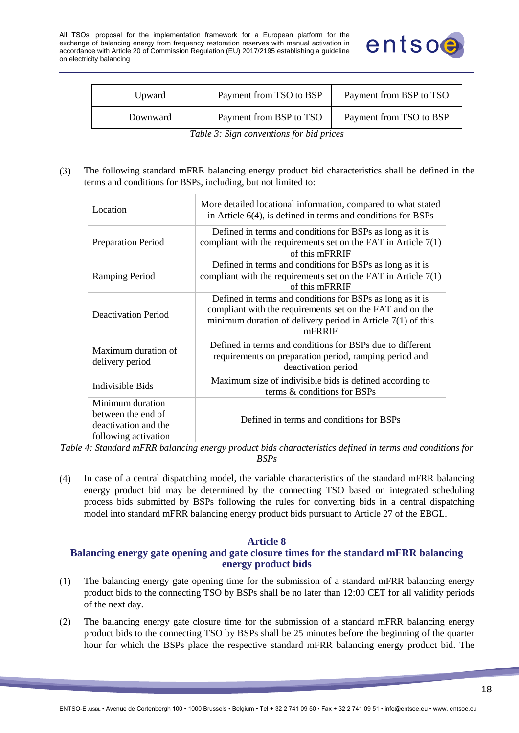| Upward | Payment from TSO to BSP | Payment from BSP to TSO |
|---|---|---|
| Downward | Payment from BSP to TSO | Payment from TSO to BSP |

*Table 3: Sign conventions for bid prices*

(3) The following standard mFRR balancing energy product bid characteristics shall be defined in the terms and conditions for BSPs, including, but not limited to:

| Location | More detailed locational information, compared to what stated in Article 6(4), is defined in terms and conditions for BSPs |
|---|---|
| Preparation Period | Defined in terms and conditions for BSPs as long as it is compliant with the requirements set on the FAT in Article 7(1) of this mFRRIF |
| Ramping Period | Defined in terms and conditions for BSPs as long as it is compliant with the requirements set on the FAT in Article 7(1) of this mFRRIF |
| Deactivation Period | Defined in terms and conditions for BSPs as long as it is compliant with the requirements set on the FAT and on the minimum duration of delivery period in Article 7(1) of this mFRRIF |
| Maximum duration of delivery period | Defined in terms and conditions for BSPs due to different requirements on preparation period, ramping period and deactivation period |
| Indivisible Bids | Maximum size of indivisible bids is defined according to terms & conditions for BSPs |
| Minimum duration between the end of deactivation and the following activation | Defined in terms and conditions for BSPs |

*Table 4: Standard mFRR balancing energy product bids characteristics defined in terms and conditions for BSPs*

(4) In case of a central dispatching model, the variable characteristics of the standard mFRR balancing energy product bid may be determined by the connecting TSO based on integrated scheduling process bids submitted by BSPs following the rules for converting bids in a central dispatching model into standard mFRR balancing energy product bids pursuant to Article 27 of the EBGL.

## Article 8
## Balancing energy gate opening and gate closure times for the standard mFRR balancing energy product bids

(1) The balancing energy gate opening time for the submission of a standard mFRR balancing energy product bids to the connecting TSO by BSPs shall be no later than 12:00 CET for all validity periods of the next day.

(2) The balancing energy gate closure time for the submission of a standard mFRR balancing energy product bids to the connecting TSO by BSPs shall be 25 minutes before the beginning of the quarter hour for which the BSPs place the respective standard mFRR balancing energy product bid. The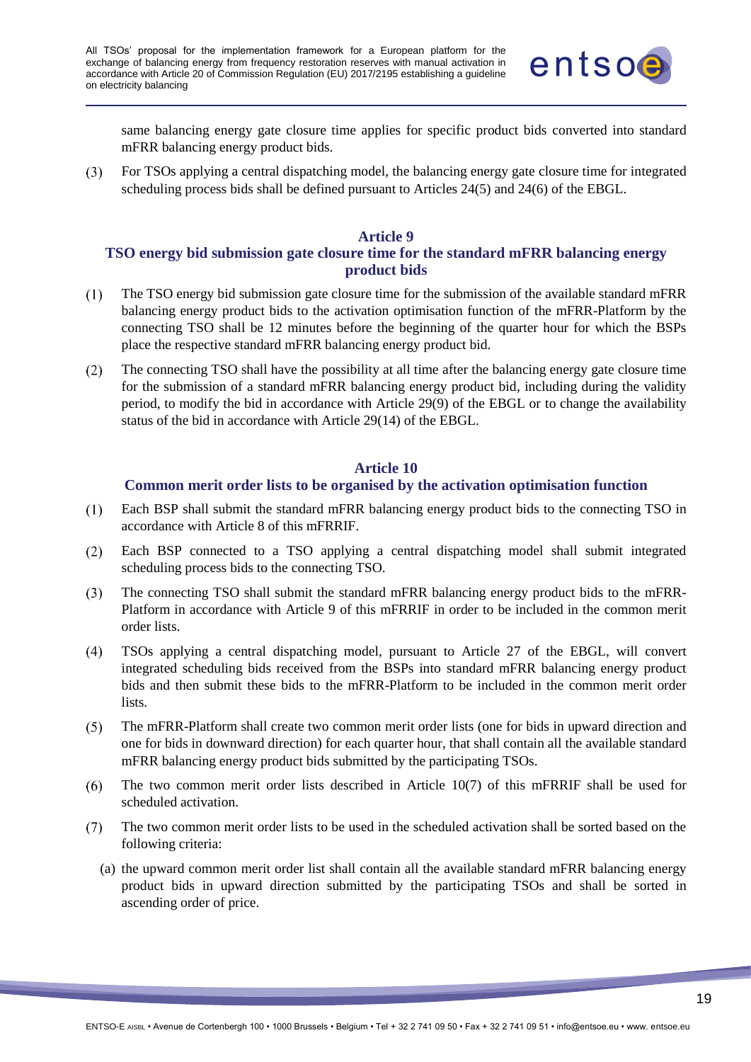same balancing energy gate closure time applies for specific product bids converted into standard mFRR balancing energy product bids.

(3) For TSOs applying a central dispatching model, the balancing energy gate closure time for integrated scheduling process bids shall be defined pursuant to Articles 24(5) and 24(6) of the EBGL.

## Article 9
## TSO energy bid submission gate closure time for the standard mFRR balancing energy product bids

(1) The TSO energy bid submission gate closure time for the submission of the available standard mFRR balancing energy product bids to the activation optimisation function of the mFRR-Platform by the connecting TSO shall be 12 minutes before the beginning of the quarter hour for which the BSPs place the respective standard mFRR balancing energy product bid.

(2) The connecting TSO shall have the possibility at all time after the balancing energy gate closure time for the submission of a standard mFRR balancing energy product bid, including during the validity period, to modify the bid in accordance with Article 29(9) of the EBGL or to change the availability status of the bid in accordance with Article 29(14) of the EBGL.

## Article 10
## Common merit order lists to be organised by the activation optimisation function

(1) Each BSP shall submit the standard mFRR balancing energy product bids to the connecting TSO in accordance with Article 8 of this mFRRIF.

(2) Each BSP connected to a TSO applying a central dispatching model shall submit integrated scheduling process bids to the connecting TSO.

(3) The connecting TSO shall submit the standard mFRR balancing energy product bids to the mFRR-Platform in accordance with Article 9 of this mFRRIF in order to be included in the common merit order lists.

(4) TSOs applying a central dispatching model, pursuant to Article 27 of the EBGL, will convert integrated scheduling bids received from the BSPs into standard mFRR balancing energy product bids and then submit these bids to the mFRR-Platform to be included in the common merit order lists.

(5) The mFRR-Platform shall create two common merit order lists (one for bids in upward direction and one for bids in downward direction) for each quarter hour, that shall contain all the available standard mFRR balancing energy product bids submitted by the participating TSOs.

(6) The two common merit order lists described in Article 10(7) of this mFRRIF shall be used for scheduled activation.

(7) The two common merit order lists to be used in the scheduled activation shall be sorted based on the following criteria:

(a) the upward common merit order list shall contain all the available standard mFRR balancing energy product bids in upward direction submitted by the participating TSOs and shall be sorted in ascending order of price.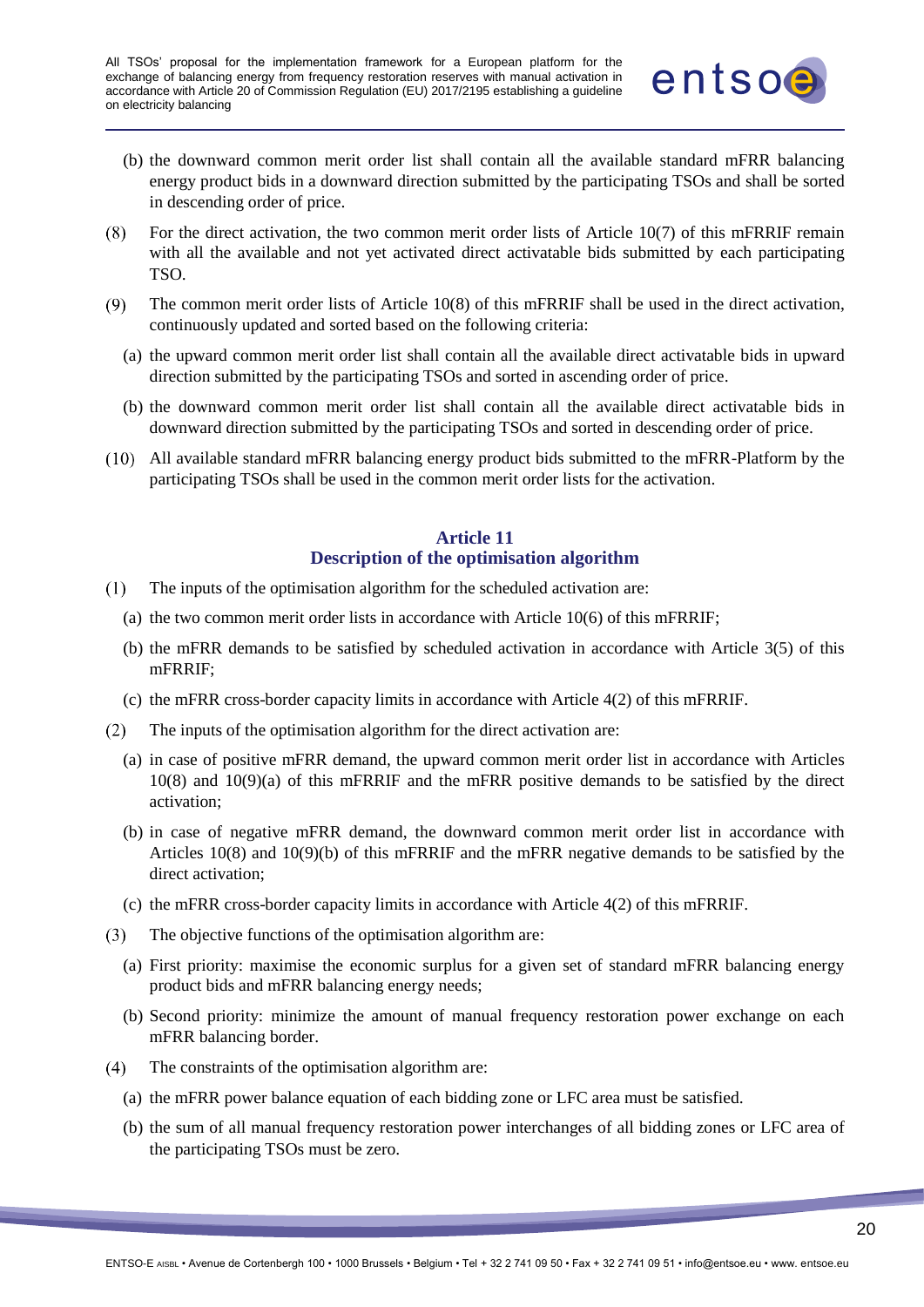(b) the downward common merit order list shall contain all the available standard mFRR balancing energy product bids in a downward direction submitted by the participating TSOs and shall be sorted in descending order of price.

(8) For the direct activation, the two common merit order lists of Article 10(7) of this mFRRIF remain with all the available and not yet activated direct activatable bids submitted by each participating TSO.

(9) The common merit order lists of Article 10(8) of this mFRRIF shall be used in the direct activation, continuously updated and sorted based on the following criteria:

(a) the upward common merit order list shall contain all the available direct activatable bids in upward direction submitted by the participating TSOs and sorted in ascending order of price.

(b) the downward common merit order list shall contain all the available direct activatable bids in downward direction submitted by the participating TSOs and sorted in descending order of price.

(10) All available standard mFRR balancing energy product bids submitted to the mFRR-Platform by the participating TSOs shall be used in the common merit order lists for the activation.

## Article 11
## Description of the optimisation algorithm

(1) The inputs of the optimisation algorithm for the scheduled activation are:

(a) the two common merit order lists in accordance with Article 10(6) of this mFRRIF;

(b) the mFRR demands to be satisfied by scheduled activation in accordance with Article 3(5) of this mFRRIF;

(c) the mFRR cross-border capacity limits in accordance with Article 4(2) of this mFRRIF.

(2) The inputs of the optimisation algorithm for the direct activation are:

(a) in case of positive mFRR demand, the upward common merit order list in accordance with Articles 10(8) and 10(9)(a) of this mFRRIF and the mFRR positive demands to be satisfied by the direct activation;

(b) in case of negative mFRR demand, the downward common merit order list in accordance with Articles 10(8) and 10(9)(b) of this mFRRIF and the mFRR negative demands to be satisfied by the direct activation;

(c) the mFRR cross-border capacity limits in accordance with Article 4(2) of this mFRRIF.

(3) The objective functions of the optimisation algorithm are:

(a) First priority: maximise the economic surplus for a given set of standard mFRR balancing energy product bids and mFRR balancing energy needs;

(b) Second priority: minimize the amount of manual frequency restoration power exchange on each mFRR balancing border.

(4) The constraints of the optimisation algorithm are:

(a) the mFRR power balance equation of each bidding zone or LFC area must be satisfied.

(b) the sum of all manual frequency restoration power interchanges of all bidding zones or LFC area of the participating TSOs must be zero.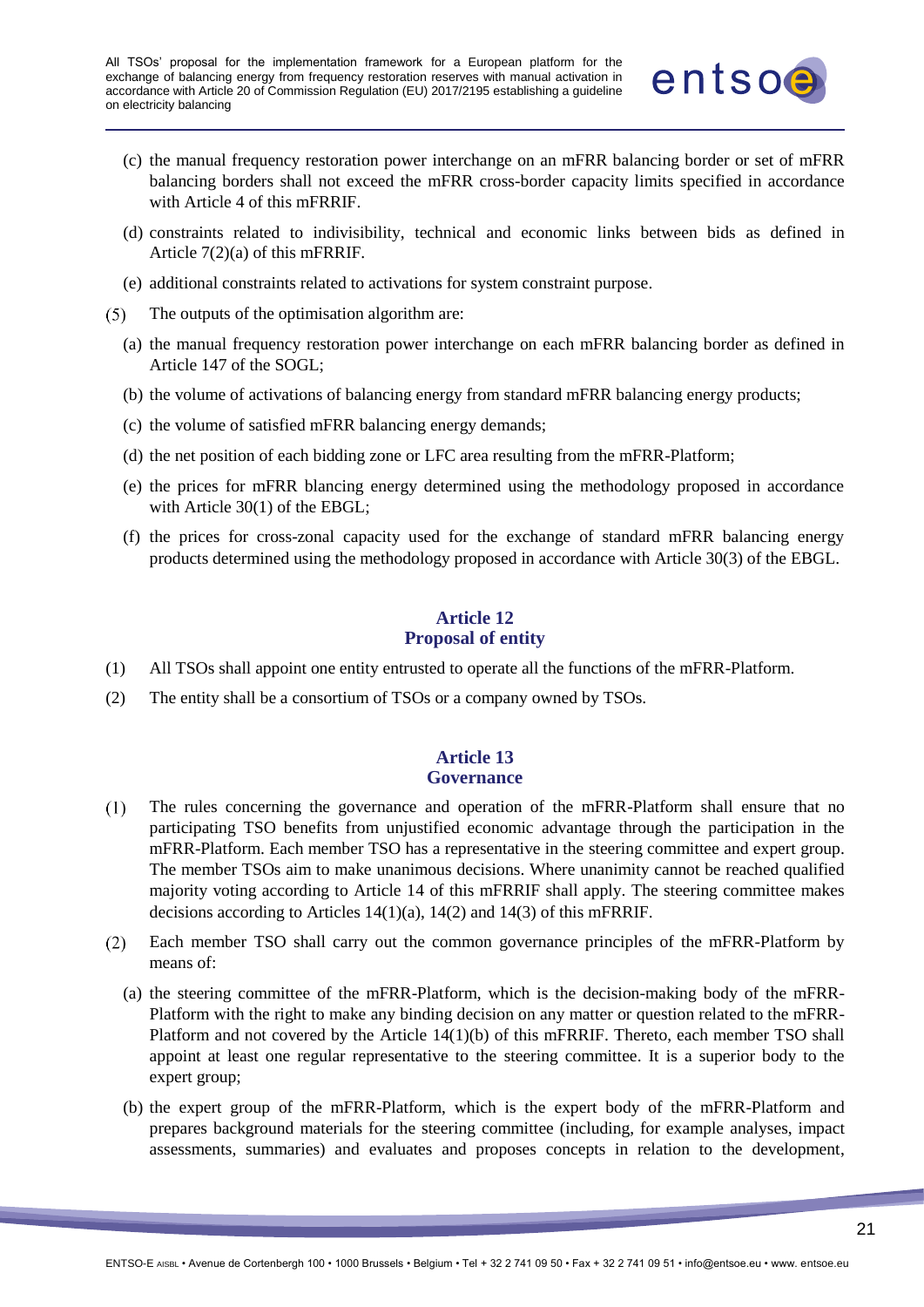(c) the manual frequency restoration power interchange on an mFRR balancing border or set of mFRR balancing borders shall not exceed the mFRR cross-border capacity limits specified in accordance with Article 4 of this mFRRIF.

(d) constraints related to indivisibility, technical and economic links between bids as defined in Article 7(2)(a) of this mFRRIF.

(e) additional constraints related to activations for system constraint purpose.

(5) The outputs of the optimisation algorithm are:

(a) the manual frequency restoration power interchange on each mFRR balancing border as defined in Article 147 of the SOGL;

(b) the volume of activations of balancing energy from standard mFRR balancing energy products;

(c) the volume of satisfied mFRR balancing energy demands;

(d) the net position of each bidding zone or LFC area resulting from the mFRR-Platform;

(e) the prices for mFRR blancing energy determined using the methodology proposed in accordance with Article 30(1) of the EBGL;

(f) the prices for cross-zonal capacity used for the exchange of standard mFRR balancing energy products determined using the methodology proposed in accordance with Article 30(3) of the EBGL.

## Article 12
## Proposal of entity

(1) All TSOs shall appoint one entity entrusted to operate all the functions of the mFRR-Platform.

(2) The entity shall be a consortium of TSOs or a company owned by TSOs.

## Article 13
## Governance

(1) The rules concerning the governance and operation of the mFRR-Platform shall ensure that no participating TSO benefits from unjustified economic advantage through the participation in the mFRR-Platform. Each member TSO has a representative in the steering committee and expert group. The member TSOs aim to make unanimous decisions. Where unanimity cannot be reached qualified majority voting according to Article 14 of this mFRRIF shall apply. The steering committee makes decisions according to Articles 14(1)(a), 14(2) and 14(3) of this mFRRIF.

(2) Each member TSO shall carry out the common governance principles of the mFRR-Platform by means of:

(a) the steering committee of the mFRR-Platform, which is the decision-making body of the mFRR-Platform with the right to make any binding decision on any matter or question related to the mFRR-Platform and not covered by the Article 14(1)(b) of this mFRRIF. Thereto, each member TSO shall appoint at least one regular representative to the steering committee. It is a superior body to the expert group;

(b) the expert group of the mFRR-Platform, which is the expert body of the mFRR-Platform and prepares background materials for the steering committee (including, for example analyses, impact assessments, summaries) and evaluates and proposes concepts in relation to the development,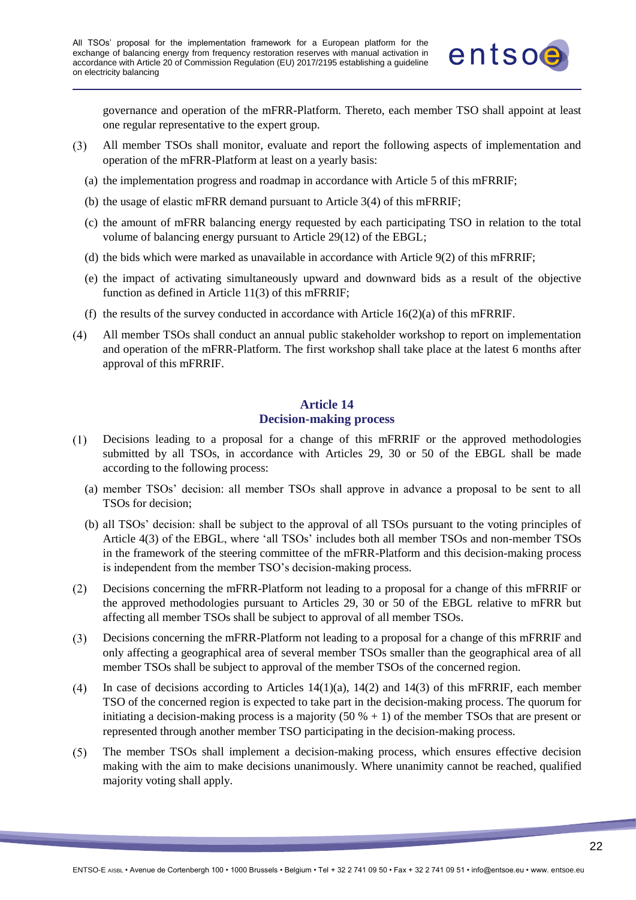governance and operation of the mFRR-Platform. Thereto, each member TSO shall appoint at least one regular representative to the expert group.

(3) All member TSOs shall monitor, evaluate and report the following aspects of implementation and operation of the mFRR-Platform at least on a yearly basis:

(a) the implementation progress and roadmap in accordance with Article 5 of this mFRRIF;

(b) the usage of elastic mFRR demand pursuant to Article 3(4) of this mFRRIF;

(c) the amount of mFRR balancing energy requested by each participating TSO in relation to the total volume of balancing energy pursuant to Article 29(12) of the EBGL;

(d) the bids which were marked as unavailable in accordance with Article 9(2) of this mFRRIF;

(e) the impact of activating simultaneously upward and downward bids as a result of the objective function as defined in Article 11(3) of this mFRRIF;

(f) the results of the survey conducted in accordance with Article 16(2)(a) of this mFRRIF.

(4) All member TSOs shall conduct an annual public stakeholder workshop to report on implementation and operation of the mFRR-Platform. The first workshop shall take place at the latest 6 months after approval of this mFRRIF.

## Article 14
## Decision-making process

(1) Decisions leading to a proposal for a change of this mFRRIF or the approved methodologies submitted by all TSOs, in accordance with Articles 29, 30 or 50 of the EBGL shall be made according to the following process:

(a) member TSOs' decision: all member TSOs shall approve in advance a proposal to be sent to all TSOs for decision;

(b) all TSOs' decision: shall be subject to the approval of all TSOs pursuant to the voting principles of Article 4(3) of the EBGL, where 'all TSOs' includes both all member TSOs and non-member TSOs in the framework of the steering committee of the mFRR-Platform and this decision-making process is independent from the member TSO's decision-making process.

(2) Decisions concerning the mFRR-Platform not leading to a proposal for a change of this mFRRIF or the approved methodologies pursuant to Articles 29, 30 or 50 of the EBGL relative to mFRR but affecting all member TSOs shall be subject to approval of all member TSOs.

(3) Decisions concerning the mFRR-Platform not leading to a proposal for a change of this mFRRIF and only affecting a geographical area of several member TSOs smaller than the geographical area of all member TSOs shall be subject to approval of the member TSOs of the concerned region.

(4) In case of decisions according to Articles 14(1)(a), 14(2) and 14(3) of this mFRRIF, each member TSO of the concerned region is expected to take part in the decision-making process. The quorum for initiating a decision-making process is a majority (50 % + 1) of the member TSOs that are present or represented through another member TSO participating in the decision-making process.

(5) The member TSOs shall implement a decision-making process, which ensures effective decision making with the aim to make decisions unanimously. Where unanimity cannot be reached, qualified majority voting shall apply.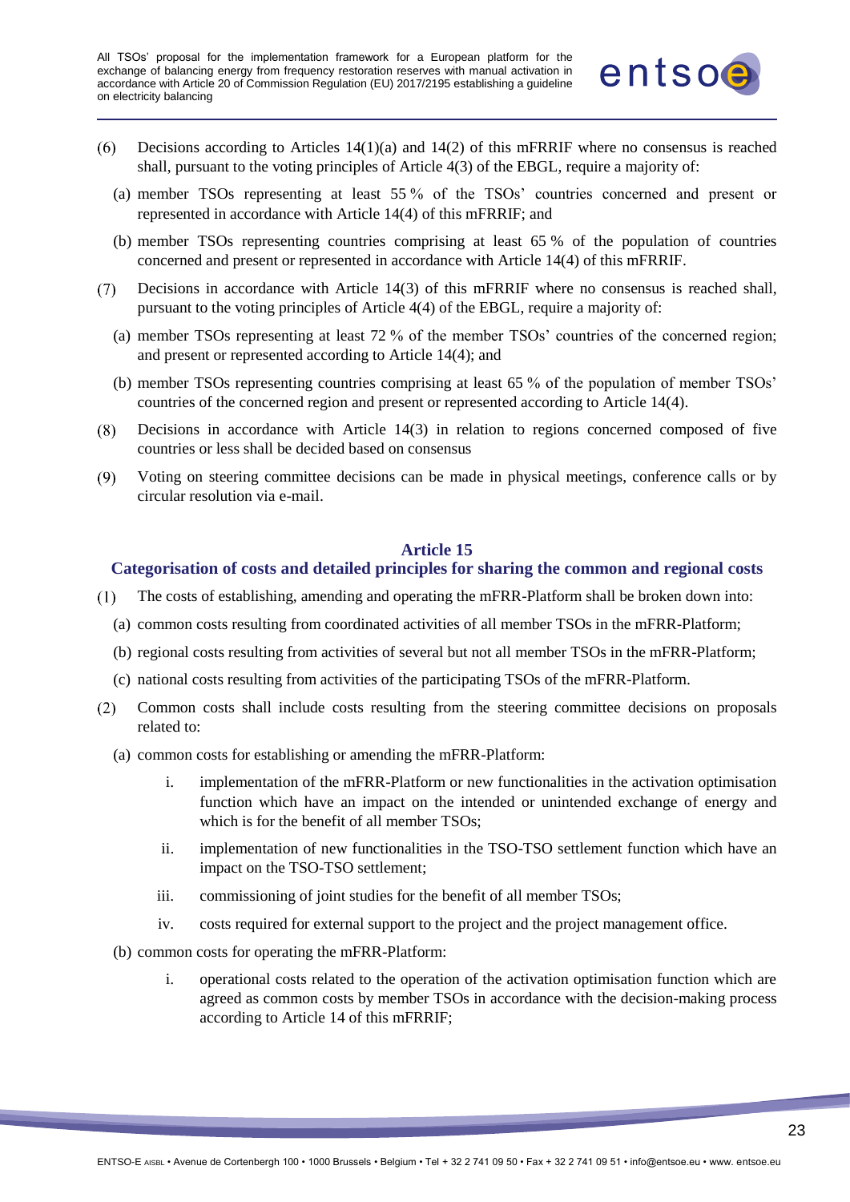(6) Decisions according to Articles 14(1)(a) and 14(2) of this mFRRIF where no consensus is reached shall, pursuant to the voting principles of Article 4(3) of the EBGL, require a majority of:

(a) member TSOs representing at least 55 % of the TSOs' countries concerned and present or represented in accordance with Article 14(4) of this mFRRIF; and

(b) member TSOs representing countries comprising at least 65 % of the population of countries concerned and present or represented in accordance with Article 14(4) of this mFRRIF.

(7) Decisions in accordance with Article 14(3) of this mFRRIF where no consensus is reached shall, pursuant to the voting principles of Article 4(4) of the EBGL, require a majority of:

(a) member TSOs representing at least 72 % of the member TSOs' countries of the concerned region; and present or represented according to Article 14(4); and

(b) member TSOs representing countries comprising at least 65 % of the population of member TSOs' countries of the concerned region and present or represented according to Article 14(4).

(8) Decisions in accordance with Article 14(3) in relation to regions concerned composed of five countries or less shall be decided based on consensus

(9) Voting on steering committee decisions can be made in physical meetings, conference calls or by circular resolution via e-mail.

## Article 15
## Categorisation of costs and detailed principles for sharing the common and regional costs

(1) The costs of establishing, amending and operating the mFRR-Platform shall be broken down into:

(a) common costs resulting from coordinated activities of all member TSOs in the mFRR-Platform;

(b) regional costs resulting from activities of several but not all member TSOs in the mFRR-Platform;

(c) national costs resulting from activities of the participating TSOs of the mFRR-Platform.

(2) Common costs shall include costs resulting from the steering committee decisions on proposals related to:

(a) common costs for establishing or amending the mFRR-Platform:

i. implementation of the mFRR-Platform or new functionalities in the activation optimisation function which have an impact on the intended or unintended exchange of energy and which is for the benefit of all member TSOs;

ii. implementation of new functionalities in the TSO-TSO settlement function which have an impact on the TSO-TSO settlement;

iii. commissioning of joint studies for the benefit of all member TSOs;

iv. costs required for external support to the project and the project management office.

(b) common costs for operating the mFRR-Platform:

i. operational costs related to the operation of the activation optimisation function which are agreed as common costs by member TSOs in accordance with the decision-making process according to Article 14 of this mFRRIF;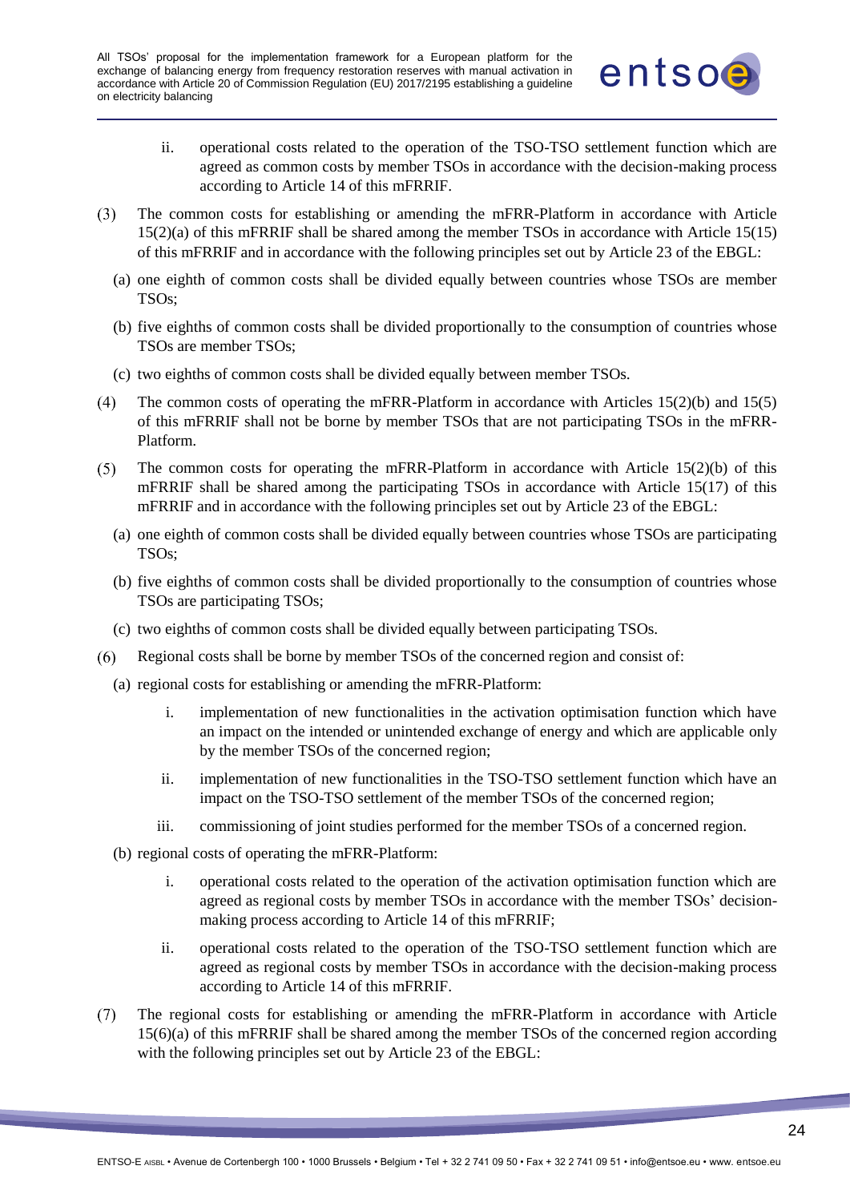ii. operational costs related to the operation of the TSO-TSO settlement function which are agreed as common costs by member TSOs in accordance with the decision-making process according to Article 14 of this mFRRIF.

(3) The common costs for establishing or amending the mFRR-Platform in accordance with Article 15(2)(a) of this mFRRIF shall be shared among the member TSOs in accordance with Article 15(15) of this mFRRIF and in accordance with the following principles set out by Article 23 of the EBGL:

(a) one eighth of common costs shall be divided equally between countries whose TSOs are member TSOs;

(b) five eighths of common costs shall be divided proportionally to the consumption of countries whose TSOs are member TSOs;

(c) two eighths of common costs shall be divided equally between member TSOs.

(4) The common costs of operating the mFRR-Platform in accordance with Articles 15(2)(b) and 15(5) of this mFRRIF shall not be borne by member TSOs that are not participating TSOs in the mFRR-Platform.

(5) The common costs for operating the mFRR-Platform in accordance with Article 15(2)(b) of this mFRRIF shall be shared among the participating TSOs in accordance with Article 15(17) of this mFRRIF and in accordance with the following principles set out by Article 23 of the EBGL:

(a) one eighth of common costs shall be divided equally between countries whose TSOs are participating TSOs;

(b) five eighths of common costs shall be divided proportionally to the consumption of countries whose TSOs are participating TSOs;

(c) two eighths of common costs shall be divided equally between participating TSOs.

(6) Regional costs shall be borne by member TSOs of the concerned region and consist of:

(a) regional costs for establishing or amending the mFRR-Platform:

i. implementation of new functionalities in the activation optimisation function which have an impact on the intended or unintended exchange of energy and which are applicable only by the member TSOs of the concerned region;

ii. implementation of new functionalities in the TSO-TSO settlement function which have an impact on the TSO-TSO settlement of the member TSOs of the concerned region;

iii. commissioning of joint studies performed for the member TSOs of a concerned region.

(b) regional costs of operating the mFRR-Platform:

i. operational costs related to the operation of the activation optimisation function which are agreed as regional costs by member TSOs in accordance with the member TSOs' decision-making process according to Article 14 of this mFRRIF;

ii. operational costs related to the operation of the TSO-TSO settlement function which are agreed as regional costs by member TSOs in accordance with the decision-making process according to Article 14 of this mFRRIF.

(7) The regional costs for establishing or amending the mFRR-Platform in accordance with Article 15(6)(a) of this mFRRIF shall be shared among the member TSOs of the concerned region according with the following principles set out by Article 23 of the EBGL: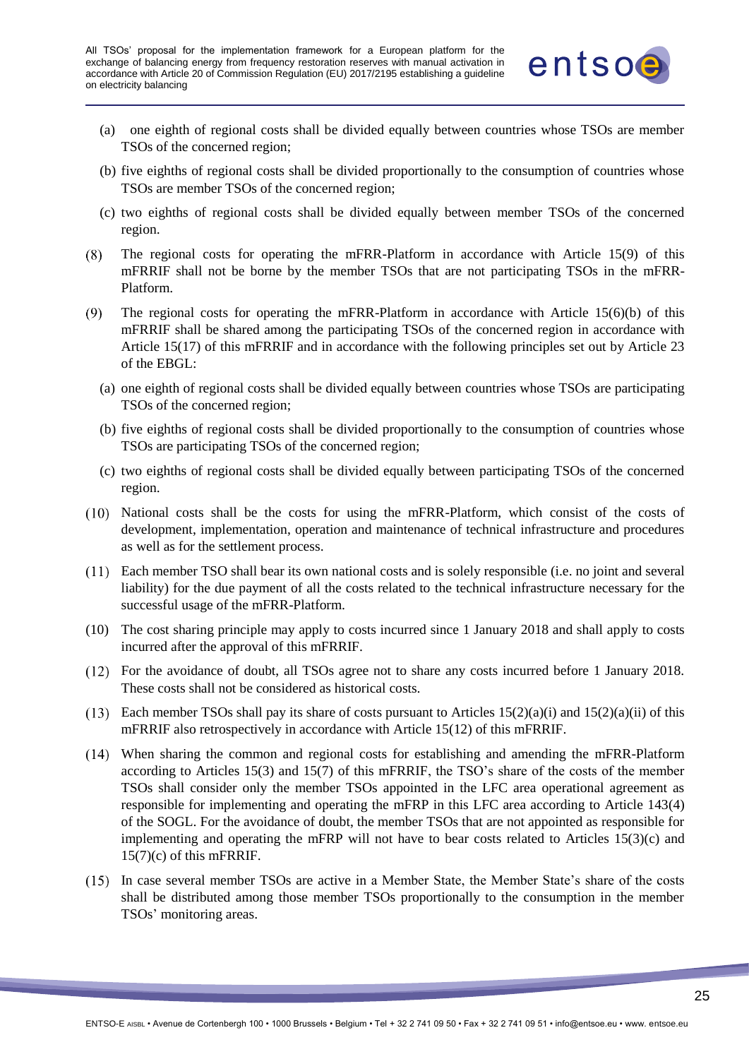(a) one eighth of regional costs shall be divided equally between countries whose TSOs are member TSOs of the concerned region;

(b) five eighths of regional costs shall be divided proportionally to the consumption of countries whose TSOs are member TSOs of the concerned region;

(c) two eighths of regional costs shall be divided equally between member TSOs of the concerned region.

(8) The regional costs for operating the mFRR-Platform in accordance with Article 15(9) of this mFRRIF shall not be borne by the member TSOs that are not participating TSOs in the mFRR-Platform.

(9) The regional costs for operating the mFRR-Platform in accordance with Article 15(6)(b) of this mFRRIF shall be shared among the participating TSOs of the concerned region in accordance with Article 15(17) of this mFRRIF and in accordance with the following principles set out by Article 23 of the EBGL:

(a) one eighth of regional costs shall be divided equally between countries whose TSOs are participating TSOs of the concerned region;

(b) five eighths of regional costs shall be divided proportionally to the consumption of countries whose TSOs are participating TSOs of the concerned region;

(c) two eighths of regional costs shall be divided equally between participating TSOs of the concerned region.

(10) National costs shall be the costs for using the mFRR-Platform, which consist of the costs of development, implementation, operation and maintenance of technical infrastructure and procedures as well as for the settlement process.

(11) Each member TSO shall bear its own national costs and is solely responsible (i.e. no joint and several liability) for the due payment of all the costs related to the technical infrastructure necessary for the successful usage of the mFRR-Platform.

(10) The cost sharing principle may apply to costs incurred since 1 January 2018 and shall apply to costs incurred after the approval of this mFRRIF.

(12) For the avoidance of doubt, all TSOs agree not to share any costs incurred before 1 January 2018. These costs shall not be considered as historical costs.

(13) Each member TSOs shall pay its share of costs pursuant to Articles 15(2)(a)(i) and 15(2)(a)(ii) of this mFRRIF also retrospectively in accordance with Article 15(12) of this mFRRIF.

(14) When sharing the common and regional costs for establishing and amending the mFRR-Platform according to Articles 15(3) and 15(7) of this mFRRIF, the TSO's share of the costs of the member TSOs shall consider only the member TSOs appointed in the LFC area operational agreement as responsible for implementing and operating the mFRP in this LFC area according to Article 143(4) of the SOGL. For the avoidance of doubt, the member TSOs that are not appointed as responsible for implementing and operating the mFRP will not have to bear costs related to Articles 15(3)(c) and 15(7)(c) of this mFRRIF.

(15) In case several member TSOs are active in a Member State, the Member State's share of the costs shall be distributed among those member TSOs proportionally to the consumption in the member TSOs' monitoring areas.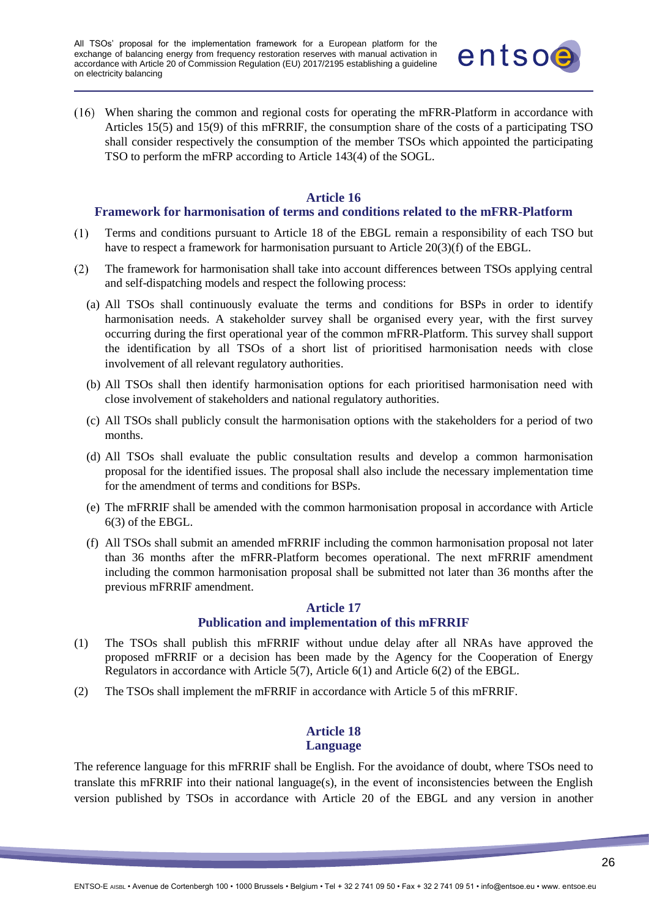(16) When sharing the common and regional costs for operating the mFRR-Platform in accordance with Articles 15(5) and 15(9) of this mFRRIF, the consumption share of the costs of a participating TSO shall consider respectively the consumption of the member TSOs which appointed the participating TSO to perform the mFRP according to Article 143(4) of the SOGL.

## Article 16
## Framework for harmonisation of terms and conditions related to the mFRR-Platform

(1) Terms and conditions pursuant to Article 18 of the EBGL remain a responsibility of each TSO but have to respect a framework for harmonisation pursuant to Article 20(3)(f) of the EBGL.

(2) The framework for harmonisation shall take into account differences between TSOs applying central and self-dispatching models and respect the following process:

(a) All TSOs shall continuously evaluate the terms and conditions for BSPs in order to identify harmonisation needs. A stakeholder survey shall be organised every year, with the first survey occurring during the first operational year of the common mFRR-Platform. This survey shall support the identification by all TSOs of a short list of prioritised harmonisation needs with close involvement of all relevant regulatory authorities.

(b) All TSOs shall then identify harmonisation options for each prioritised harmonisation need with close involvement of stakeholders and national regulatory authorities.

(c) All TSOs shall publicly consult the harmonisation options with the stakeholders for a period of two months.

(d) All TSOs shall evaluate the public consultation results and develop a common harmonisation proposal for the identified issues. The proposal shall also include the necessary implementation time for the amendment of terms and conditions for BSPs.

(e) The mFRRIF shall be amended with the common harmonisation proposal in accordance with Article 6(3) of the EBGL.

(f) All TSOs shall submit an amended mFRRIF including the common harmonisation proposal not later than 36 months after the mFRR-Platform becomes operational. The next mFRRIF amendment including the common harmonisation proposal shall be submitted not later than 36 months after the previous mFRRIF amendment.

## Article 17
## Publication and implementation of this mFRRIF

(1) The TSOs shall publish this mFRRIF without undue delay after all NRAs have approved the proposed mFRRIF or a decision has been made by the Agency for the Cooperation of Energy Regulators in accordance with Article 5(7), Article 6(1) and Article 6(2) of the EBGL.

(2) The TSOs shall implement the mFRRIF in accordance with Article 5 of this mFRRIF.

## Article 18
## Language

The reference language for this mFRRIF shall be English. For the avoidance of doubt, where TSOs need to translate this mFRRIF into their national language(s), in the event of inconsistencies between the English version published by TSOs in accordance with Article 20 of the EBGL and any version in another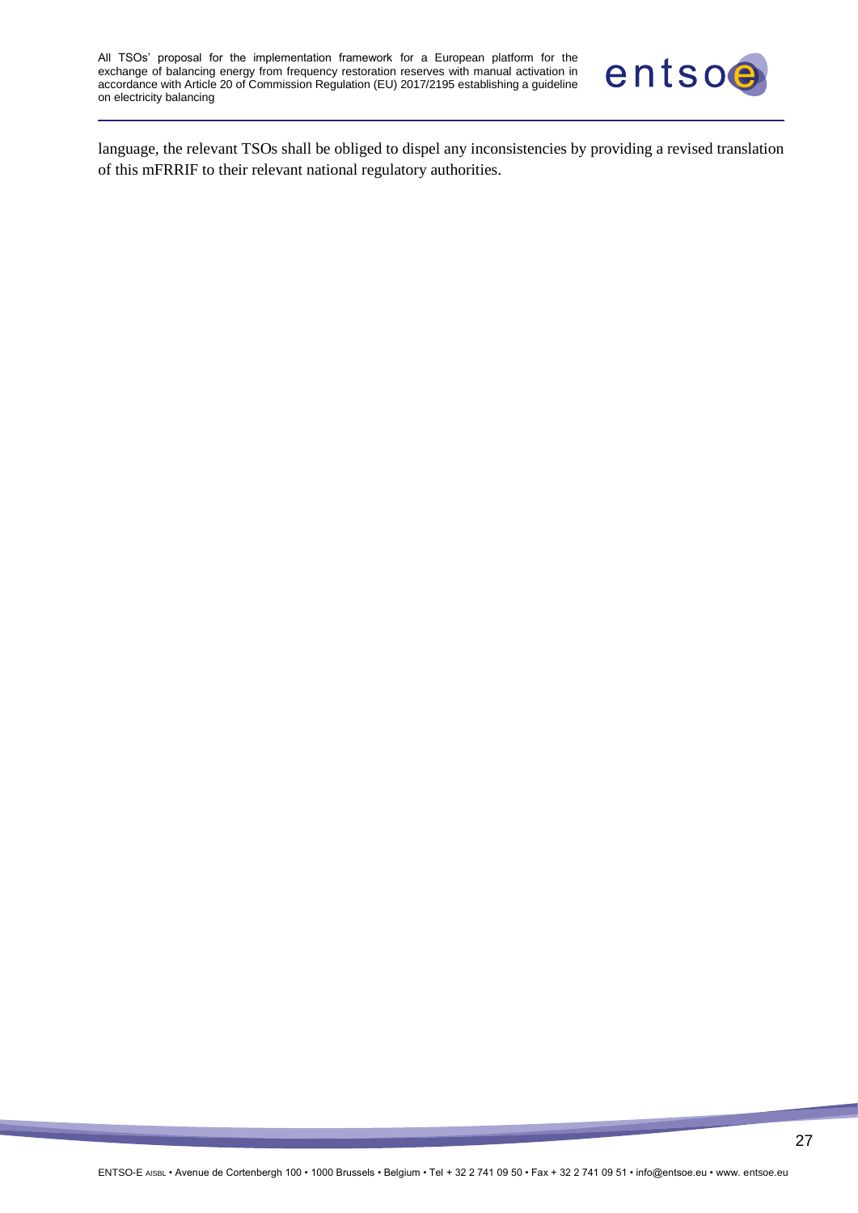language, the relevant TSOs shall be obliged to dispel any inconsistencies by providing a revised translation of this mFRRIF to their relevant national regulatory authorities.